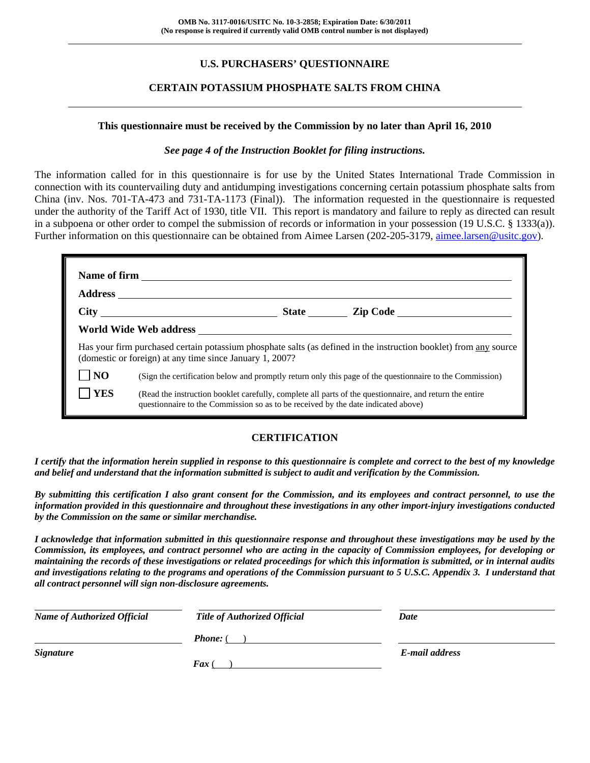**OMB No. 3117-0016/USITC No. 10-3-2858; Expiration Date: 6/30/2011**
**(No response is required if currently valid OMB control number is not displayed)**

---

# U.S. PURCHASERS' QUESTIONNAIRE

## CERTAIN POTASSIUM PHOSPHATE SALTS FROM CHINA

---

**This questionnaire must be received by the Commission by no later than April 16, 2010**

***See page 4 of the Instruction Booklet for filing instructions.***

The information called for in this questionnaire is for use by the United States International Trade Commission in connection with its countervailing duty and antidumping investigations concerning certain potassium phosphate salts from China (inv. Nos. 701-TA-473 and 731-TA-1173 (Final)). The information requested in the questionnaire is requested under the authority of the Tariff Act of 1930, title VII. This report is mandatory and failure to reply as directed can result in a subpoena or other order to compel the submission of records or information in your possession (19 U.S.C. § 1333(a)). Further information on this questionnaire can be obtained from Aimee Larsen (202-205-3179, aimee.larsen@usitc.gov).

**Name of firm** ______________________________

**Address** ______________________________

**City** ______________ **State** ______ **Zip Code** ______________

**World Wide Web address** ______________________________

Has your firm purchased certain potassium phosphate salts (as defined in the instruction booklet) from any source (domestic or foreign) at any time since January 1, 2007?

☐ **NO** (Sign the certification below and promptly return only this page of the questionnaire to the Commission)

☐ **YES** (Read the instruction booklet carefully, complete all parts of the questionnaire, and return the entire questionnaire to the Commission so as to be received by the date indicated above)

## CERTIFICATION

***I certify that the information herein supplied in response to this questionnaire is complete and correct to the best of my knowledge and belief and understand that the information submitted is subject to audit and verification by the Commission.***

***By submitting this certification I also grant consent for the Commission, and its employees and contract personnel, to use the information provided in this questionnaire and throughout these investigations in any other import-injury investigations conducted by the Commission on the same or similar merchandise.***

***I acknowledge that information submitted in this questionnaire response and throughout these investigations may be used by the Commission, its employees, and contract personnel who are acting in the capacity of Commission employees, for developing or maintaining the records of these investigations or related proceedings for which this information is submitted, or in internal audits and investigations relating to the programs and operations of the Commission pursuant to 5 U.S.C. Appendix 3. I understand that all contract personnel will sign non-disclosure agreements.***

| ______________________ | ______________________ | ______________________ |
|---|---|---|
| ***Name of Authorized Official*** | ***Title of Authorized Official*** | ***Date*** |
| ______________________ | ***Phone:*** (   ) ______________ | ______________________ |
| ***Signature*** | ***Fax*** (   ) ______________ | ***E-mail address*** |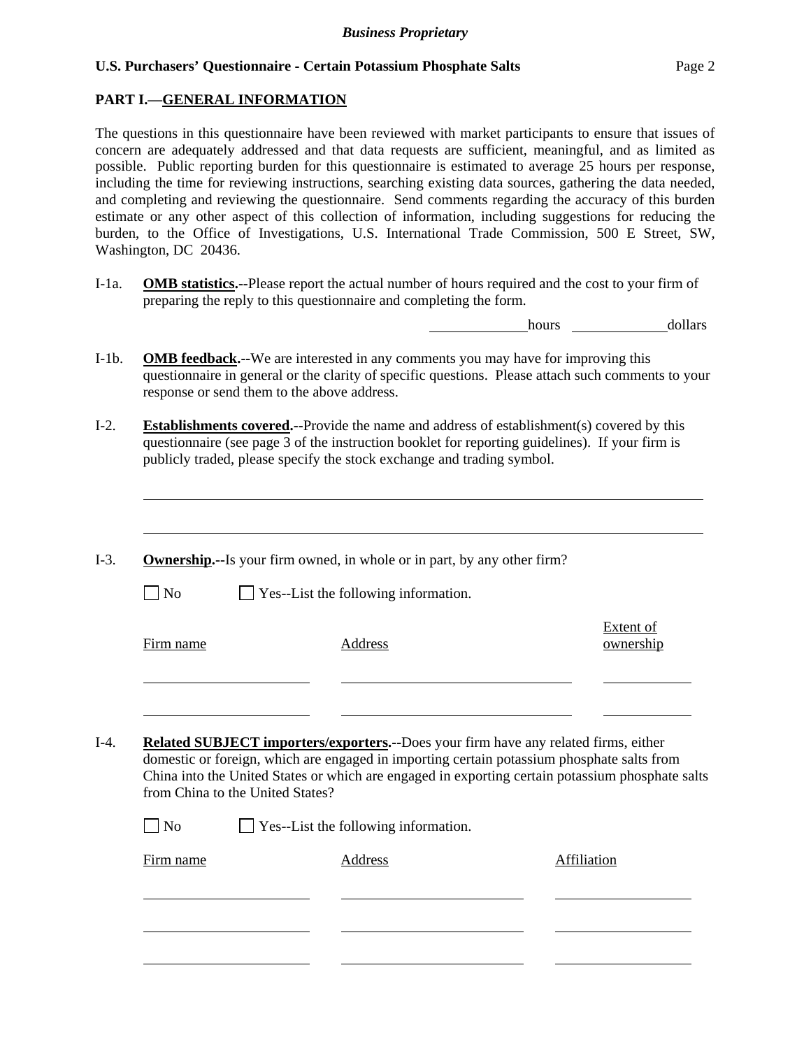## PART I.—GENERAL INFORMATION

The questions in this questionnaire have been reviewed with market participants to ensure that issues of concern are adequately addressed and that data requests are sufficient, meaningful, and as limited as possible. Public reporting burden for this questionnaire is estimated to average 25 hours per response, including the time for reviewing instructions, searching existing data sources, gathering the data needed, and completing and reviewing the questionnaire. Send comments regarding the accuracy of this burden estimate or any other aspect of this collection of information, including suggestions for reducing the burden, to the Office of Investigations, U.S. International Trade Commission, 500 E Street, SW, Washington, DC 20436.

I-1a. **OMB statistics.**--Please report the actual number of hours required and the cost to your firm of preparing the reply to this questionnaire and completing the form.

_____________ hours _____________ dollars

I-1b. **OMB feedback.**--We are interested in any comments you may have for improving this questionnaire in general or the clarity of specific questions. Please attach such comments to your response or send them to the above address.

I-2. **Establishments covered.**--Provide the name and address of establishment(s) covered by this questionnaire (see page 3 of the instruction booklet for reporting guidelines). If your firm is publicly traded, please specify the stock exchange and trading symbol.

_______________________________________________________________________________

_______________________________________________________________________________

I-3. **Ownership.**--Is your firm owned, in whole or in part, by any other firm?

☐ No ☐ Yes--List the following information.

| Firm name | Address | Extent of ownership |
|---|---|---|
| | | |
| | | |

I-4. **Related SUBJECT importers/exporters.**--Does your firm have any related firms, either domestic or foreign, which are engaged in importing certain potassium phosphate salts from China into the United States or which are engaged in exporting certain potassium phosphate salts from China to the United States?

☐ No ☐ Yes--List the following information.

| Firm name | Address | Affiliation |
|---|---|---|
| | | |
| | | |
| | | |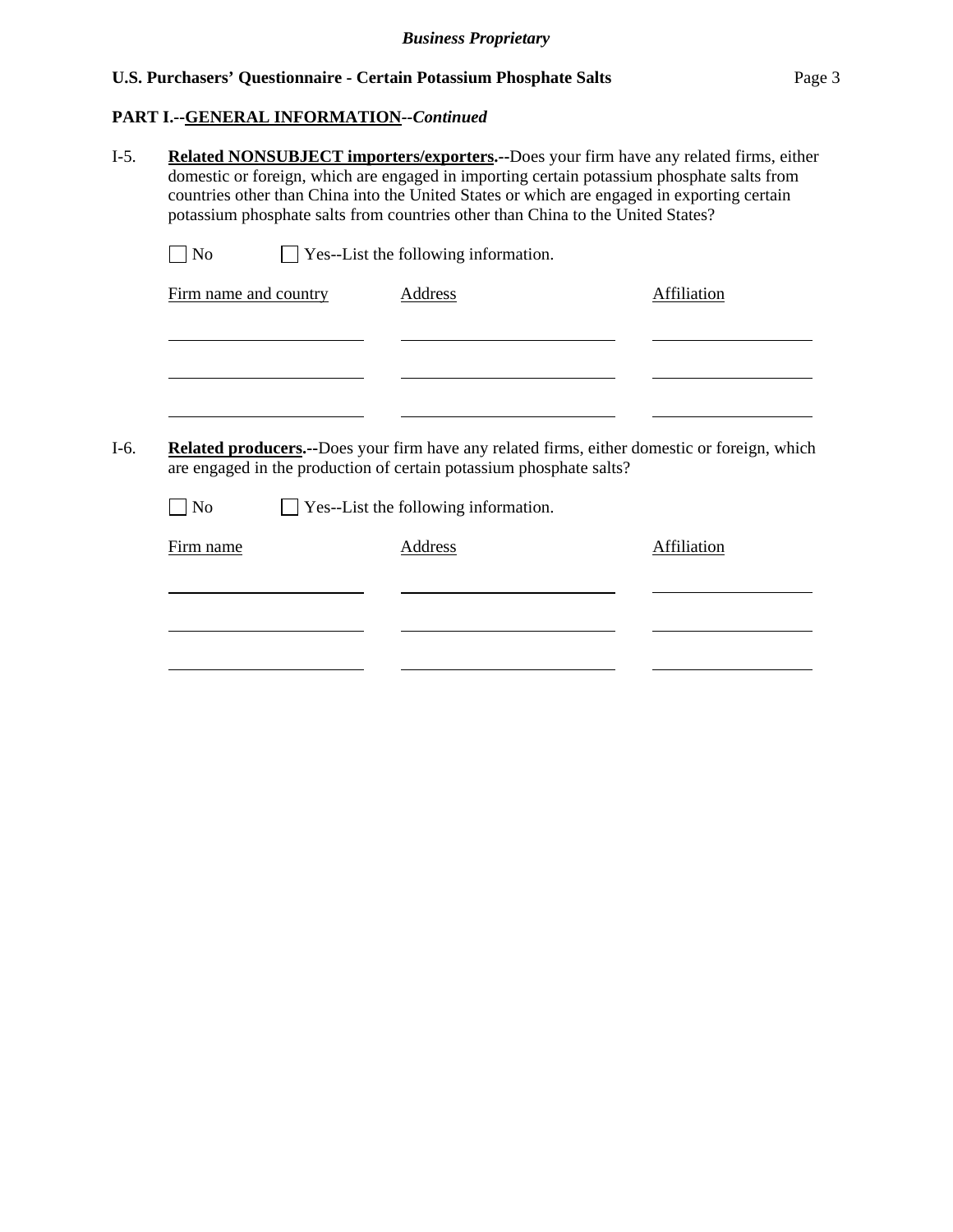**PART I.--GENERAL INFORMATION--*Continued***

I-5. **Related NONSUBJECT importers/exporters.--**Does your firm have any related firms, either domestic or foreign, which are engaged in importing certain potassium phosphate salts from countries other than China into the United States or which are engaged in exporting certain potassium phosphate salts from countries other than China to the United States?

☐ No ☐ Yes--List the following information.

| Firm name and country | Address | Affiliation |
|---|---|---|
| | | |
| | | |
| | | |

I-6. **Related producers.--**Does your firm have any related firms, either domestic or foreign, which are engaged in the production of certain potassium phosphate salts?

☐ No ☐ Yes--List the following information.

| Firm name | Address | Affiliation |
|---|---|---|
| | | |
| | | |
| | | |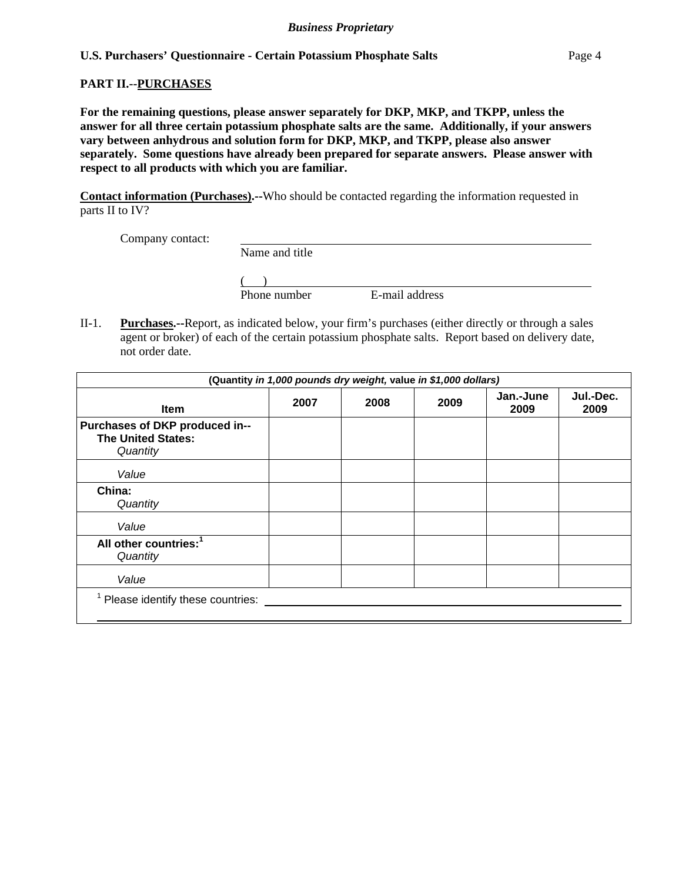**PART II.--PURCHASES**

**For the remaining questions, please answer separately for DKP, MKP, and TKPP, unless the answer for all three certain potassium phosphate salts are the same. Additionally, if your answers vary between anhydrous and solution form for DKP, MKP, and TKPP, please also answer separately. Some questions have already been prepared for separate answers. Please answer with respect to all products with which you are familiar.**

**Contact information (Purchases).**--Who should be contacted regarding the information requested in parts II to IV?

Company contact: ______________________________
Name and title

( ) ______________________________
Phone number E-mail address

II-1. **Purchases.**--Report, as indicated below, your firm's purchases (either directly or through a sales agent or broker) of each of the certain potassium phosphate salts. Report based on delivery date, not order date.

| (Quantity *in 1,000 pounds dry weight,* value *in $1,000 dollars)* | | | | | |
|---|---|---|---|---|---|
| **Item** | **2007** | **2008** | **2009** | **Jan.-June 2009** | **Jul.-Dec. 2009** |
| **Purchases of DKP produced in--** **The United States:** *Quantity* | | | | | |
| *Value* | | | | | |
| **China:** *Quantity* | | | | | |
| *Value* | | | | | |
| **All other countries:**[1] *Quantity* | | | | | |
| *Value* | | | | | |

[1] Please identify these countries: ______________________________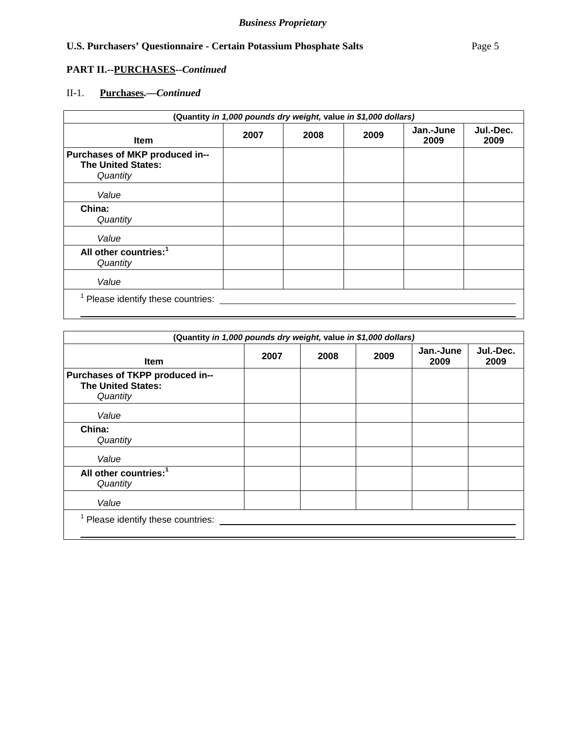**PART II.--PURCHASES--*Continued***

II-1. **Purchases.—*Continued***

| (Quantity *in 1,000 pounds dry weight,* value *in $1,000 dollars)* | | | | | |
|---|---|---|---|---|---|
| **Item** | **2007** | **2008** | **2009** | **Jan.-June 2009** | **Jul.-Dec. 2009** |
| **Purchases of MKP produced in--** **The United States:** *Quantity* | | | | | |
| *Value* | | | | | |
| **China:** *Quantity* | | | | | |
| *Value* | | | | | |
| **All other countries:**[1] *Quantity* | | | | | |
| *Value* | | | | | |

[1] Please identify these countries: ______________________________

| (Quantity *in 1,000 pounds dry weight,* value *in $1,000 dollars)* | | | | | |
|---|---|---|---|---|---|
| **Item** | **2007** | **2008** | **2009** | **Jan.-June 2009** | **Jul.-Dec. 2009** |
| **Purchases of TKPP produced in--** **The United States:** *Quantity* | | | | | |
| *Value* | | | | | |
| **China:** *Quantity* | | | | | |
| *Value* | | | | | |
| **All other countries:**[1] *Quantity* | | | | | |
| *Value* | | | | | |

[1] Please identify these countries: ______________________________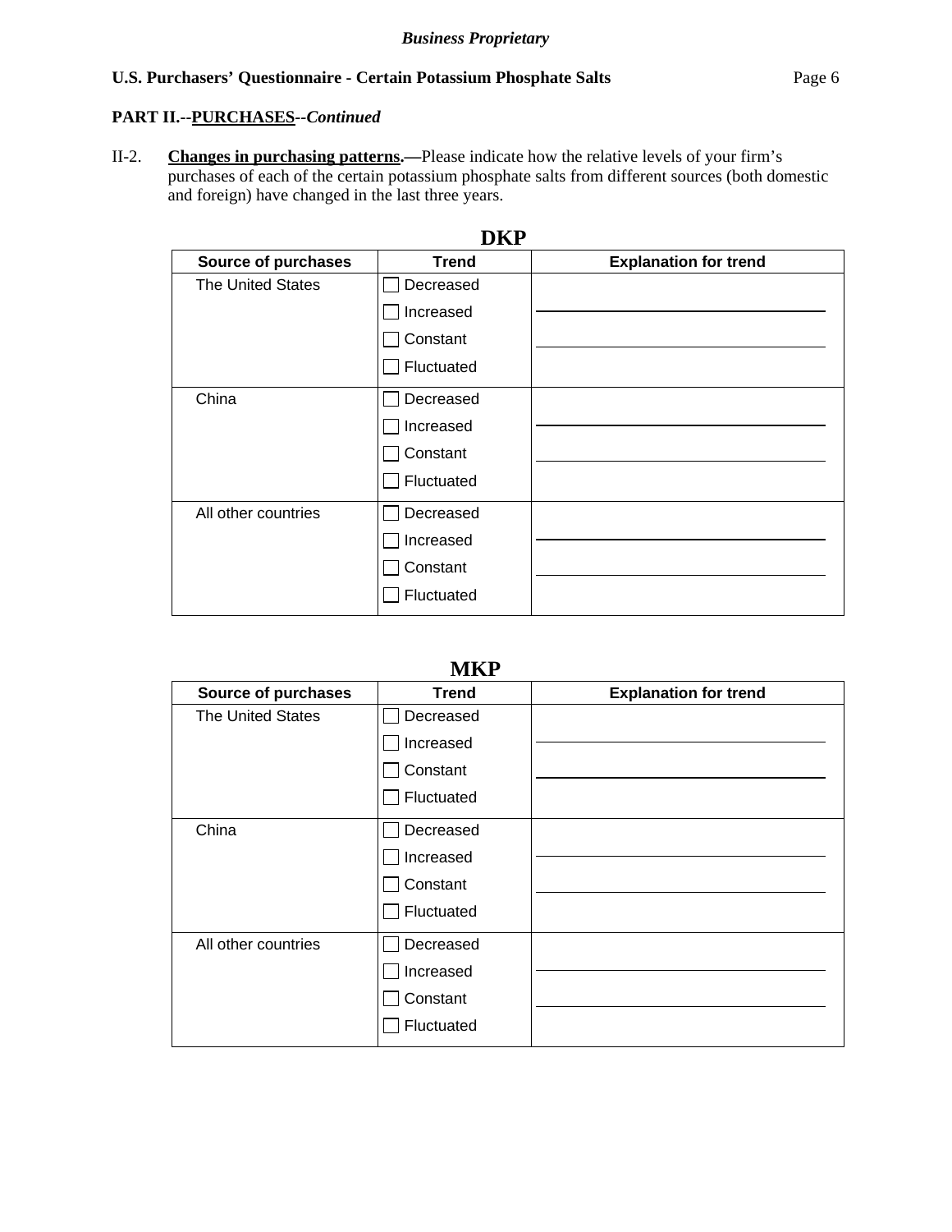**PART II.--PURCHASES--*Continued***

II-2. **Changes in purchasing patterns.—**Please indicate how the relative levels of your firm's purchases of each of the certain potassium phosphate salts from different sources (both domestic and foreign) have changed in the last three years.

**DKP**

| Source of purchases | Trend | Explanation for trend |
|---|---|---|
| The United States | ☐ Decreased<br>☐ Increased<br>☐ Constant<br>☐ Fluctuated | |
| China | ☐ Decreased<br>☐ Increased<br>☐ Constant<br>☐ Fluctuated | |
| All other countries | ☐ Decreased<br>☐ Increased<br>☐ Constant<br>☐ Fluctuated | |

**MKP**

| Source of purchases | Trend | Explanation for trend |
|---|---|---|
| The United States | ☐ Decreased<br>☐ Increased<br>☐ Constant<br>☐ Fluctuated | |
| China | ☐ Decreased<br>☐ Increased<br>☐ Constant<br>☐ Fluctuated | |
| All other countries | ☐ Decreased<br>☐ Increased<br>☐ Constant<br>☐ Fluctuated | |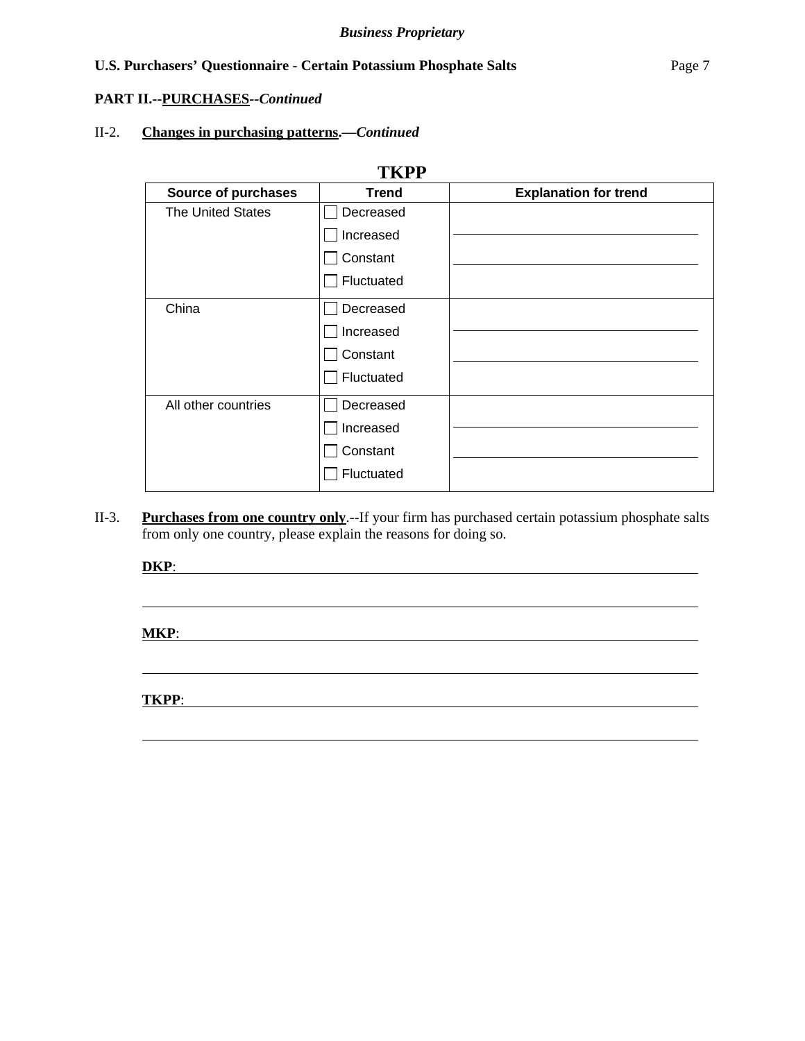**PART II.--PURCHASES--*Continued***

II-2. **Changes in purchasing patterns.—*Continued***

**TKPP**

| Source of purchases | Trend | Explanation for trend |
|---|---|---|
| The United States | ☐ Decreased<br>☐ Increased<br>☐ Constant<br>☐ Fluctuated | |
| China | ☐ Decreased<br>☐ Increased<br>☐ Constant<br>☐ Fluctuated | |
| All other countries | ☐ Decreased<br>☐ Increased<br>☐ Constant<br>☐ Fluctuated | |

II-3. **Purchases from one country only**.--If your firm has purchased certain potassium phosphate salts from only one country, please explain the reasons for doing so.

**DKP**: ______________________________________________

______________________________________________

**MKP**: ______________________________________________

______________________________________________

**TKPP**: ______________________________________________

______________________________________________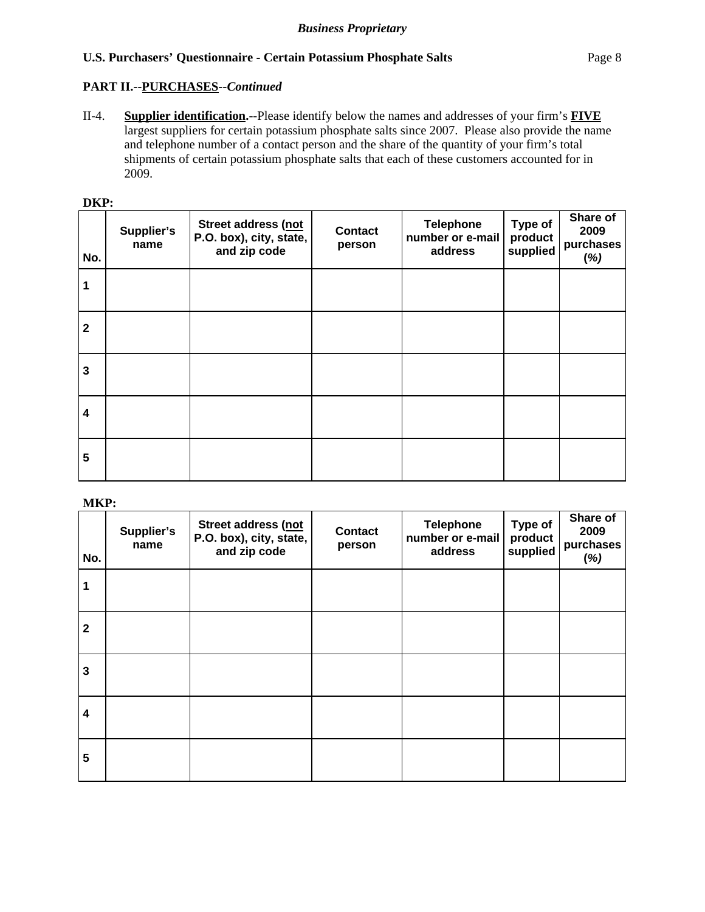**PART II.--<u>PURCHASES</u>--*Continued***

II-4. **<u>Supplier identification</u>.--**Please identify below the names and addresses of your firm's **<u>FIVE</u>** largest suppliers for certain potassium phosphate salts since 2007. Please also provide the name and telephone number of a contact person and the share of the quantity of your firm's total shipments of certain potassium phosphate salts that each of these customers accounted for in 2009.

**DKP:**

| No. | Supplier's name | Street address (<u>not</u> P.O. box), city, state, and zip code | Contact person | Telephone number or e-mail address | Type of product supplied | Share of 2009 purchases *(%)* |
|---|---|---|---|---|---|---|
| 1 | | | | | | |
| 2 | | | | | | |
| 3 | | | | | | |
| 4 | | | | | | |
| 5 | | | | | | |

**MKP:**

| No. | Supplier's name | Street address (<u>not</u> P.O. box), city, state, and zip code | Contact person | Telephone number or e-mail address | Type of product supplied | Share of 2009 purchases *(%)* |
|---|---|---|---|---|---|---|
| 1 | | | | | | |
| 2 | | | | | | |
| 3 | | | | | | |
| 4 | | | | | | |
| 5 | | | | | | |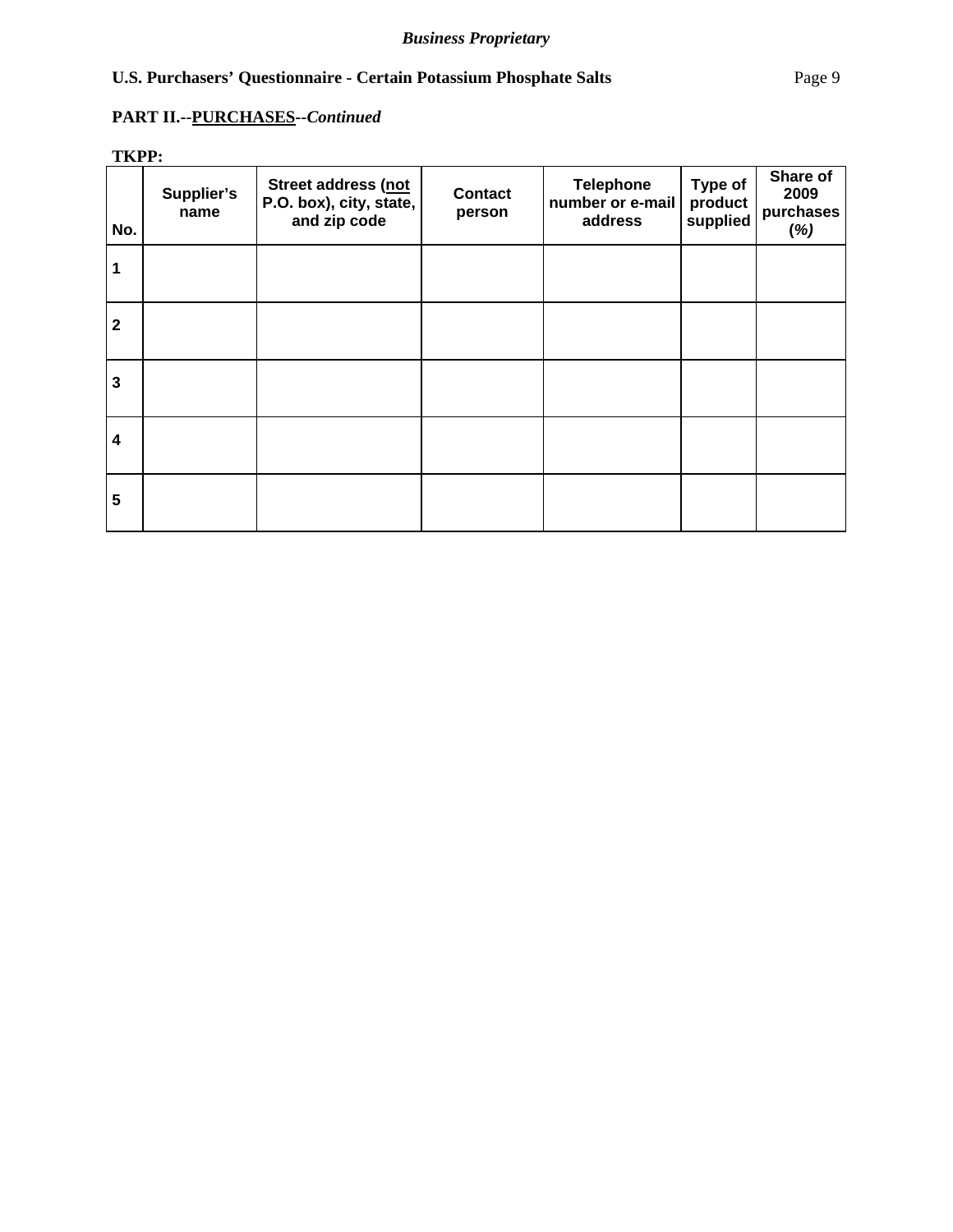**PART II.--PURCHASES--*Continued***

**TKPP:**

| No. | Supplier's name | Street address (not P.O. box), city, state, and zip code | Contact person | Telephone number or e-mail address | Type of product supplied | Share of 2009 purchases (*%)* |
|---|---|---|---|---|---|---|
| 1 | | | | | | |
| 2 | | | | | | |
| 3 | | | | | | |
| 4 | | | | | | |
| 5 | | | | | | |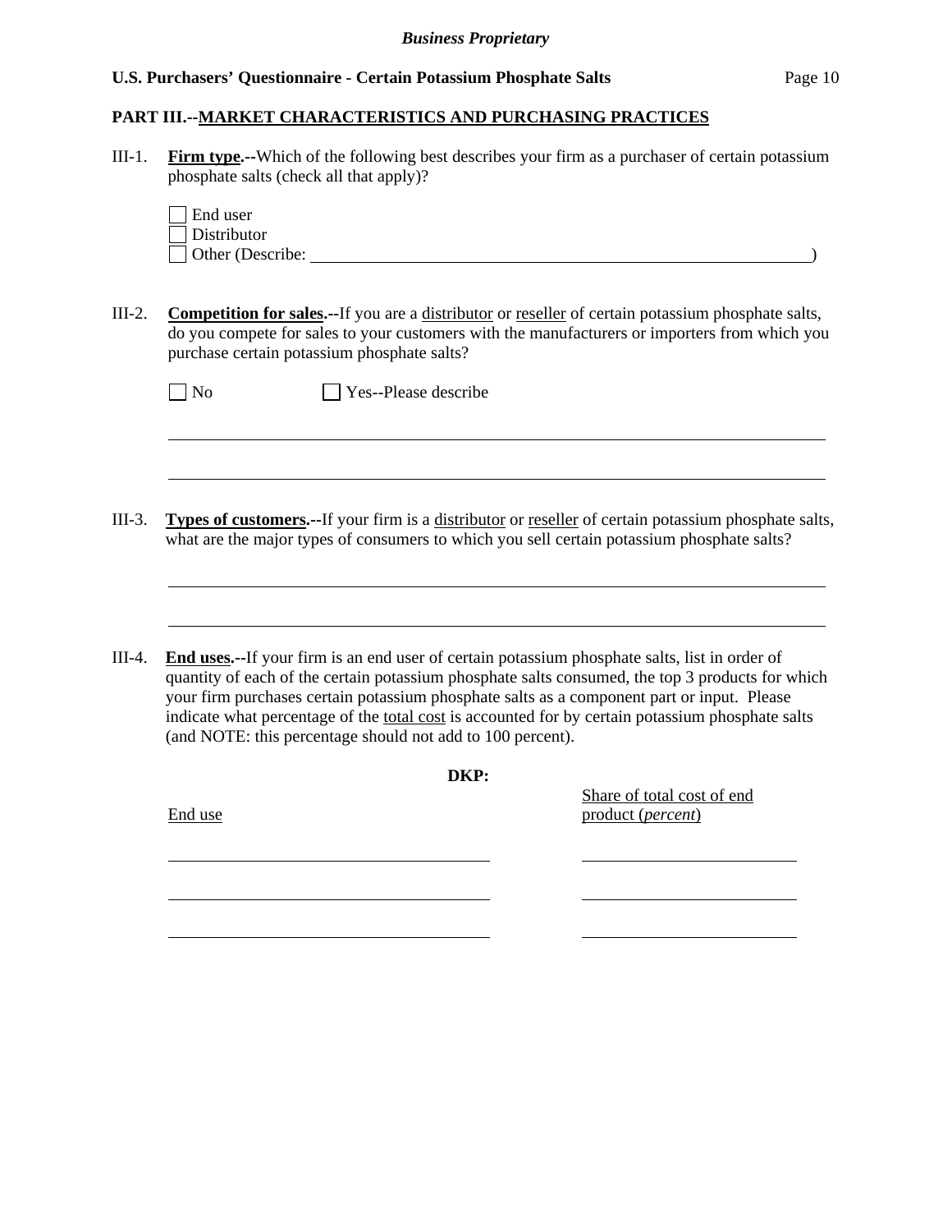## PART III.--MARKET CHARACTERISTICS AND PURCHASING PRACTICES

III-1. **Firm type.--**Which of the following best describes your firm as a purchaser of certain potassium phosphate salts (check all that apply)?

☐ End user
☐ Distributor
☐ Other (Describe: ______________________________________________)

III-2. **Competition for sales.--**If you are a distributor or reseller of certain potassium phosphate salts, do you compete for sales to your customers with the manufacturers or importers from which you purchase certain potassium phosphate salts?

☐ No ☐ Yes--Please describe

______________________________________________________________________

______________________________________________________________________

III-3. **Types of customers.--**If your firm is a distributor or reseller of certain potassium phosphate salts, what are the major types of consumers to which you sell certain potassium phosphate salts?

______________________________________________________________________

______________________________________________________________________

III-4. **End uses.--**If your firm is an end user of certain potassium phosphate salts, list in order of quantity of each of the certain potassium phosphate salts consumed, the top 3 products for which your firm purchases certain potassium phosphate salts as a component part or input. Please indicate what percentage of the total cost is accounted for by certain potassium phosphate salts (and NOTE: this percentage should not add to 100 percent).

**DKP:**

| End use | Share of total cost of end product (*percent*) |
|---|---|
| | |
| | |
| | |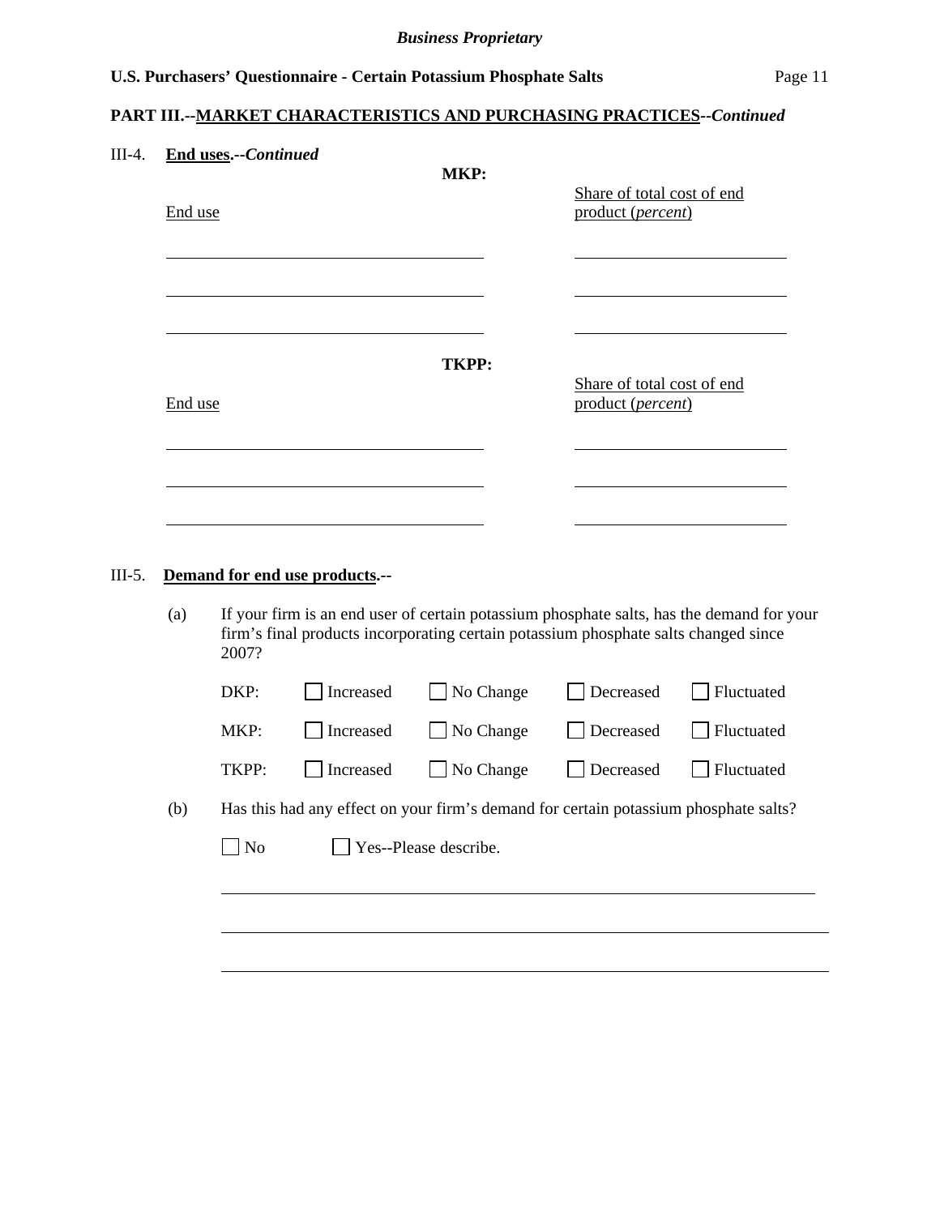**PART III.--MARKET CHARACTERISTICS AND PURCHASING PRACTICES--*Continued***

III-4. **End uses.--*Continued***

**MKP:**

| End use | Share of total cost of end product (*percent*) |
|---|---|
| | |
| | |
| | |

**TKPP:**

| End use | Share of total cost of end product (*percent*) |
|---|---|
| | |
| | |
| | |

III-5. **Demand for end use products.--**

(a) If your firm is an end user of certain potassium phosphate salts, has the demand for your firm's final products incorporating certain potassium phosphate salts changed since 2007?

DKP: ☐ Increased ☐ No Change ☐ Decreased ☐ Fluctuated

MKP: ☐ Increased ☐ No Change ☐ Decreased ☐ Fluctuated

TKPP: ☐ Increased ☐ No Change ☐ Decreased ☐ Fluctuated

(b) Has this had any effect on your firm's demand for certain potassium phosphate salts?

☐ No ☐ Yes--Please describe.

______________________________________________________________________

______________________________________________________________________

______________________________________________________________________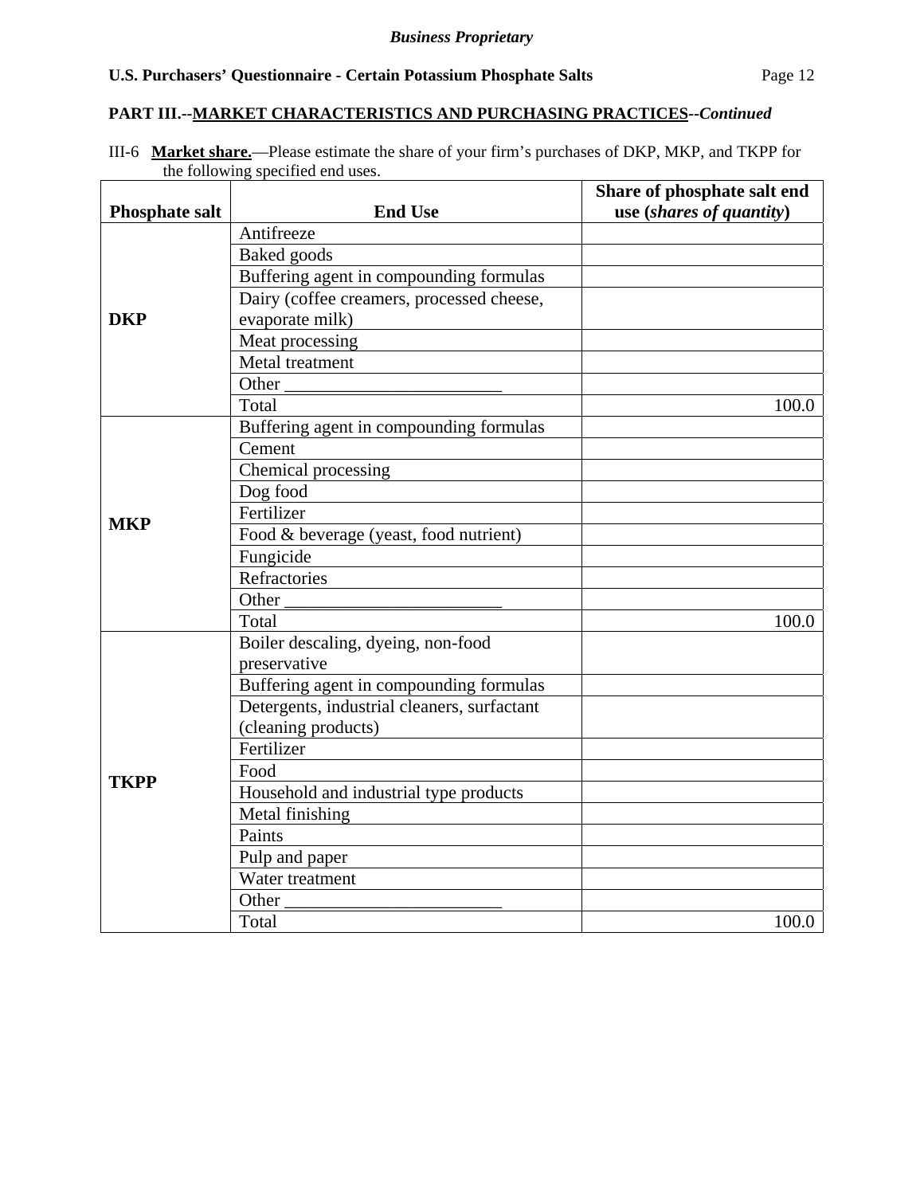**Business Proprietary**

## PART III.--MARKET CHARACTERISTICS AND PURCHASING PRACTICES--*Continued*

III-6 **Market share.**—Please estimate the share of your firm's purchases of DKP, MKP, and TKPP for the following specified end uses.

| Phosphate salt | End Use | Share of phosphate salt end use (*shares of quantity*) |
|---|---|---|
| **DKP** | Antifreeze | |
| | Baked goods | |
| | Buffering agent in compounding formulas | |
| | Dairy (coffee creamers, processed cheese, evaporate milk) | |
| | Meat processing | |
| | Metal treatment | |
| | Other ________________________ | |
| | Total | 100.0 |
| **MKP** | Buffering agent in compounding formulas | |
| | Cement | |
| | Chemical processing | |
| | Dog food | |
| | Fertilizer | |
| | Food & beverage (yeast, food nutrient) | |
| | Fungicide | |
| | Refractories | |
| | Other ________________________ | |
| | Total | 100.0 |
| **TKPP** | Boiler descaling, dyeing, non-food preservative | |
| | Buffering agent in compounding formulas | |
| | Detergents, industrial cleaners, surfactant (cleaning products) | |
| | Fertilizer | |
| | Food | |
| | Household and industrial type products | |
| | Metal finishing | |
| | Paints | |
| | Pulp and paper | |
| | Water treatment | |
| | Other ________________________ | |
| | Total | 100.0 |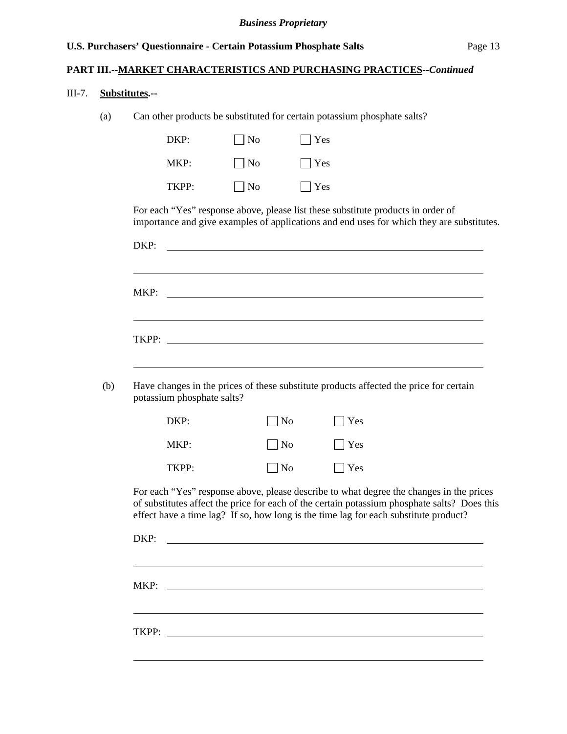**PART III.--MARKET CHARACTERISTICS AND PURCHASING PRACTICES--*Continued***

III-7. **Substitutes.--**

(a) Can other products be substituted for certain potassium phosphate salts?

| | | |
|---|---|---|
| DKP: | ☐ No | ☐ Yes |
| MKP: | ☐ No | ☐ Yes |
| TKPP: | ☐ No | ☐ Yes |

For each "Yes" response above, please list these substitute products in order of importance and give examples of applications and end uses for which they are substitutes.

DKP: ______________________________________________________________

______________________________________________________________

MKP: ______________________________________________________________

______________________________________________________________

TKPP: ______________________________________________________________

______________________________________________________________

(b) Have changes in the prices of these substitute products affected the price for certain potassium phosphate salts?

| | | |
|---|---|---|
| DKP: | ☐ No | ☐ Yes |
| MKP: | ☐ No | ☐ Yes |
| TKPP: | ☐ No | ☐ Yes |

For each "Yes" response above, please describe to what degree the changes in the prices of substitutes affect the price for each of the certain potassium phosphate salts? Does this effect have a time lag? If so, how long is the time lag for each substitute product?

DKP: ______________________________________________________________

______________________________________________________________

MKP: ______________________________________________________________

______________________________________________________________

TKPP: ______________________________________________________________

______________________________________________________________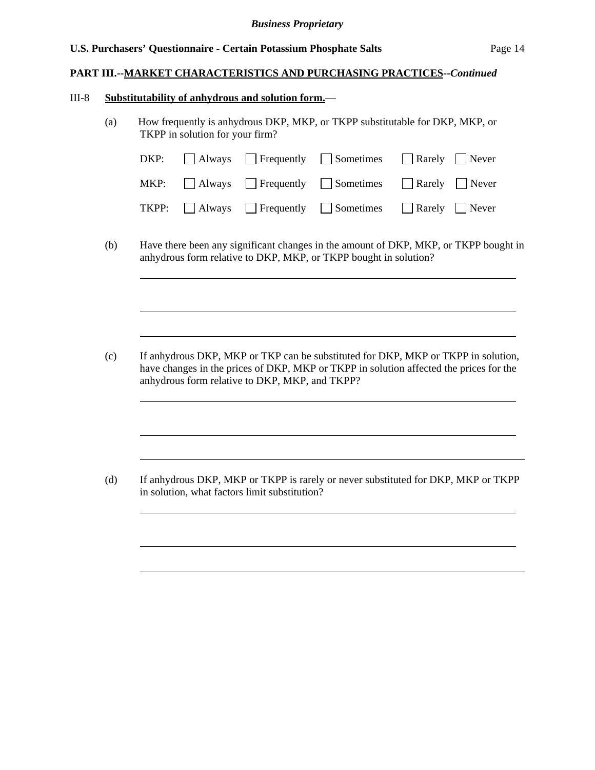**PART III.--MARKET CHARACTERISTICS AND PURCHASING PRACTICES--*Continued***

III-8 **Substitutability of anhydrous and solution form.**—

(a) How frequently is anhydrous DKP, MKP, or TKPP substitutable for DKP, MKP, or TKPP in solution for your firm?

DKP: ☐ Always ☐ Frequently ☐ Sometimes ☐ Rarely ☐ Never

MKP: ☐ Always ☐ Frequently ☐ Sometimes ☐ Rarely ☐ Never

TKPP: ☐ Always ☐ Frequently ☐ Sometimes ☐ Rarely ☐ Never

(b) Have there been any significant changes in the amount of DKP, MKP, or TKPP bought in anhydrous form relative to DKP, MKP, or TKPP bought in solution?

______________________________________________________________________

______________________________________________________________________

______________________________________________________________________

(c) If anhydrous DKP, MKP or TKP can be substituted for DKP, MKP or TKPP in solution, have changes in the prices of DKP, MKP or TKPP in solution affected the prices for the anhydrous form relative to DKP, MKP, and TKPP?

______________________________________________________________________

______________________________________________________________________

______________________________________________________________________

(d) If anhydrous DKP, MKP or TKPP is rarely or never substituted for DKP, MKP or TKPP in solution, what factors limit substitution?

______________________________________________________________________

______________________________________________________________________

______________________________________________________________________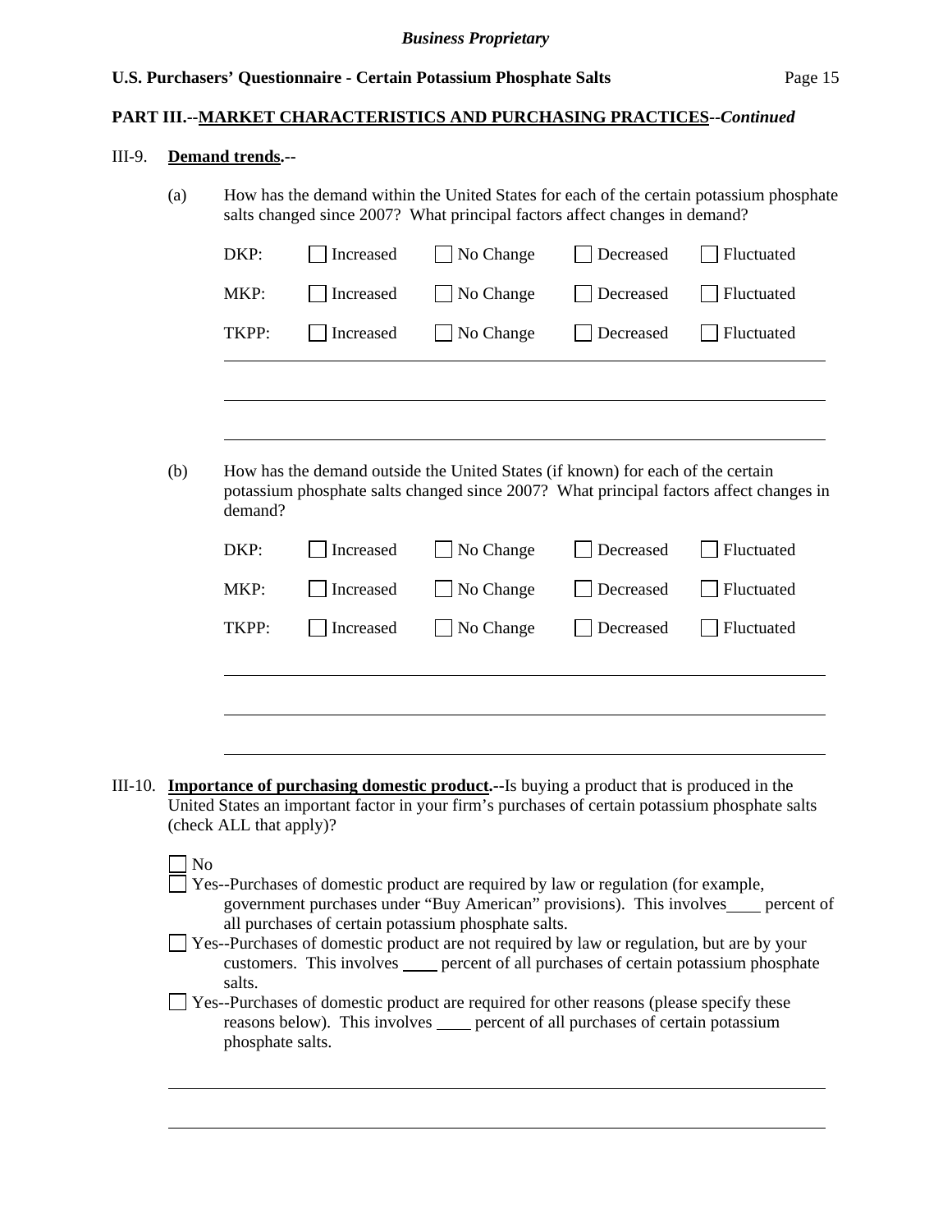**PART III.--MARKET CHARACTERISTICS AND PURCHASING PRACTICES--*Continued***

III-9. **Demand trends.--**

(a) How has the demand within the United States for each of the certain potassium phosphate salts changed since 2007? What principal factors affect changes in demand?

| | | | | |
|---|---|---|---|---|
| DKP: | ☐ Increased | ☐ No Change | ☐ Decreased | ☐ Fluctuated |
| MKP: | ☐ Increased | ☐ No Change | ☐ Decreased | ☐ Fluctuated |
| TKPP: | ☐ Increased | ☐ No Change | ☐ Decreased | ☐ Fluctuated |

______________________________________________________________________

______________________________________________________________________

______________________________________________________________________

(b) How has the demand outside the United States (if known) for each of the certain potassium phosphate salts changed since 2007? What principal factors affect changes in demand?

| | | | | |
|---|---|---|---|---|
| DKP: | ☐ Increased | ☐ No Change | ☐ Decreased | ☐ Fluctuated |
| MKP: | ☐ Increased | ☐ No Change | ☐ Decreased | ☐ Fluctuated |
| TKPP: | ☐ Increased | ☐ No Change | ☐ Decreased | ☐ Fluctuated |

______________________________________________________________________

______________________________________________________________________

______________________________________________________________________

III-10. **Importance of purchasing domestic product.--**Is buying a product that is produced in the United States an important factor in your firm's purchases of certain potassium phosphate salts (check ALL that apply)?

☐ No

☐ Yes--Purchases of domestic product are required by law or regulation (for example, government purchases under "Buy American" provisions). This involves____ percent of all purchases of certain potassium phosphate salts.

☐ Yes--Purchases of domestic product are not required by law or regulation, but are by your customers. This involves ____ percent of all purchases of certain potassium phosphate salts.

☐ Yes--Purchases of domestic product are required for other reasons (please specify these reasons below). This involves ____ percent of all purchases of certain potassium phosphate salts.

______________________________________________________________________

______________________________________________________________________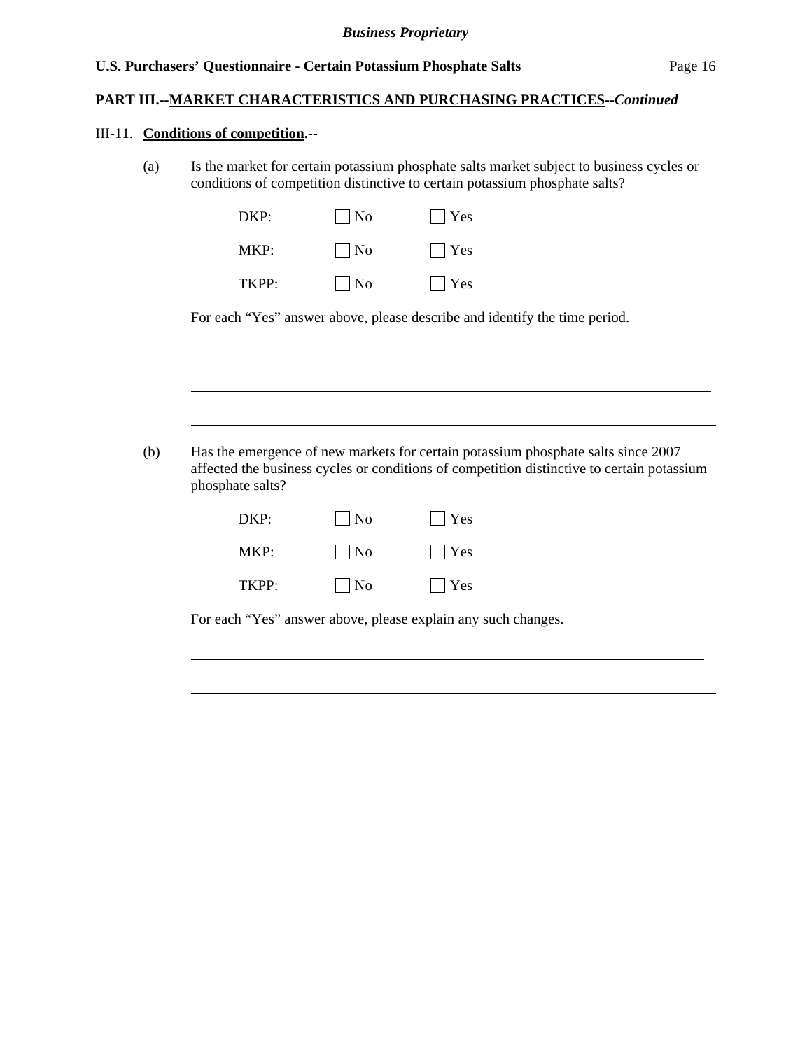**PART III.--MARKET CHARACTERISTICS AND PURCHASING PRACTICES--*Continued***

III-11. **Conditions of competition.--**

(a) Is the market for certain potassium phosphate salts market subject to business cycles or conditions of competition distinctive to certain potassium phosphate salts?

DKP: ☐ No ☐ Yes

MKP: ☐ No ☐ Yes

TKPP: ☐ No ☐ Yes

For each "Yes" answer above, please describe and identify the time period.

______________________________________________________________________

______________________________________________________________________

______________________________________________________________________

(b) Has the emergence of new markets for certain potassium phosphate salts since 2007 affected the business cycles or conditions of competition distinctive to certain potassium phosphate salts?

DKP: ☐ No ☐ Yes

MKP: ☐ No ☐ Yes

TKPP: ☐ No ☐ Yes

For each "Yes" answer above, please explain any such changes.

______________________________________________________________________

______________________________________________________________________

______________________________________________________________________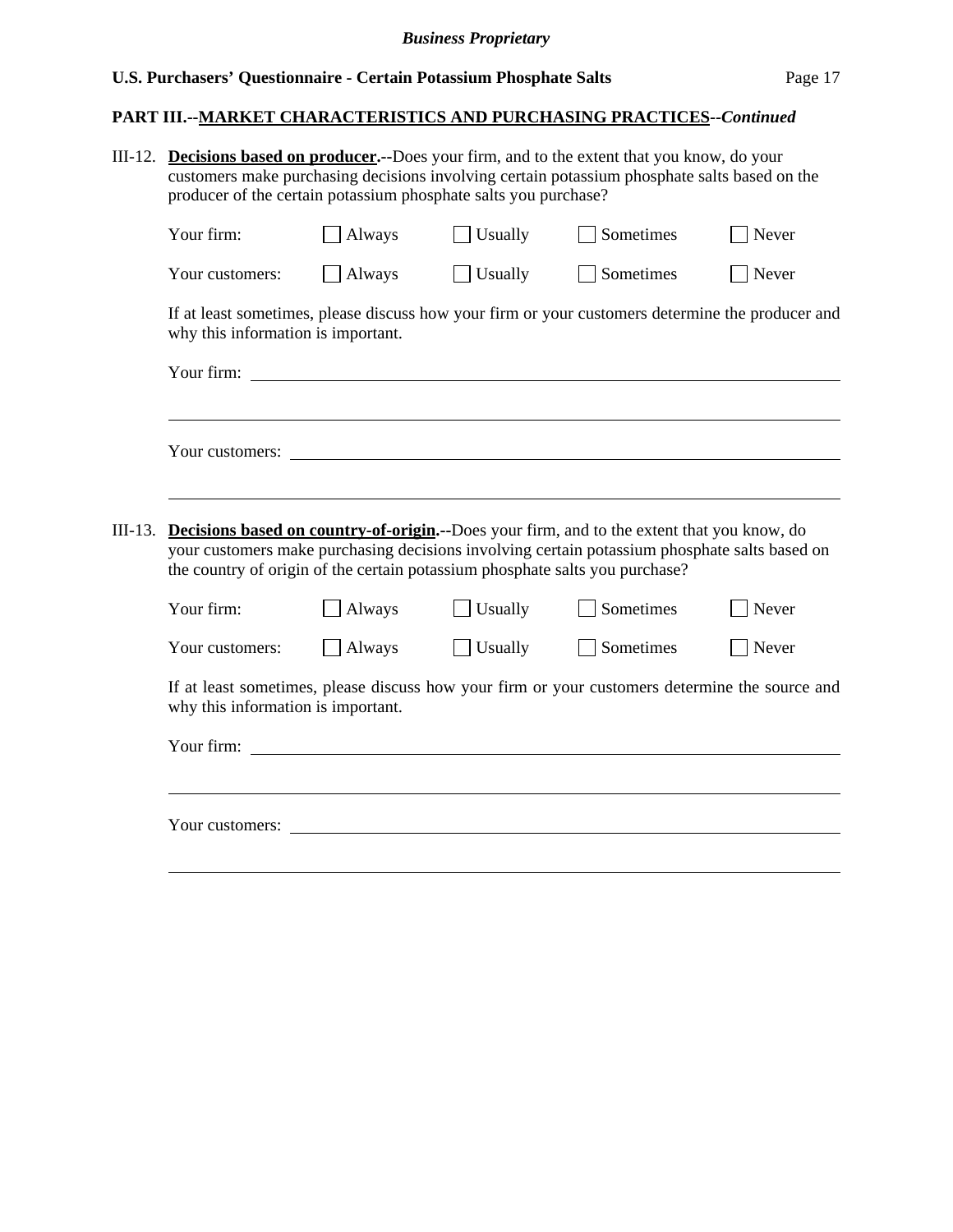## PART III.--MARKET CHARACTERISTICS AND PURCHASING PRACTICES--*Continued*

III-12. **Decisions based on producer.--**Does your firm, and to the extent that you know, do your customers make purchasing decisions involving certain potassium phosphate salts based on the producer of the certain potassium phosphate salts you purchase?

| | | | | |
|---|---|---|---|---|
| Your firm: | ☐ Always | ☐ Usually | ☐ Sometimes | ☐ Never |
| Your customers: | ☐ Always | ☐ Usually | ☐ Sometimes | ☐ Never |

If at least sometimes, please discuss how your firm or your customers determine the producer and why this information is important.

Your firm: ______________________________________________________________

_______________________________________________________________________

Your customers: __________________________________________________________

_______________________________________________________________________

III-13. **Decisions based on country-of-origin.--**Does your firm, and to the extent that you know, do your customers make purchasing decisions involving certain potassium phosphate salts based on the country of origin of the certain potassium phosphate salts you purchase?

| | | | | |
|---|---|---|---|---|
| Your firm: | ☐ Always | ☐ Usually | ☐ Sometimes | ☐ Never |
| Your customers: | ☐ Always | ☐ Usually | ☐ Sometimes | ☐ Never |

If at least sometimes, please discuss how your firm or your customers determine the source and why this information is important.

Your firm: ______________________________________________________________

_______________________________________________________________________

Your customers: __________________________________________________________

_______________________________________________________________________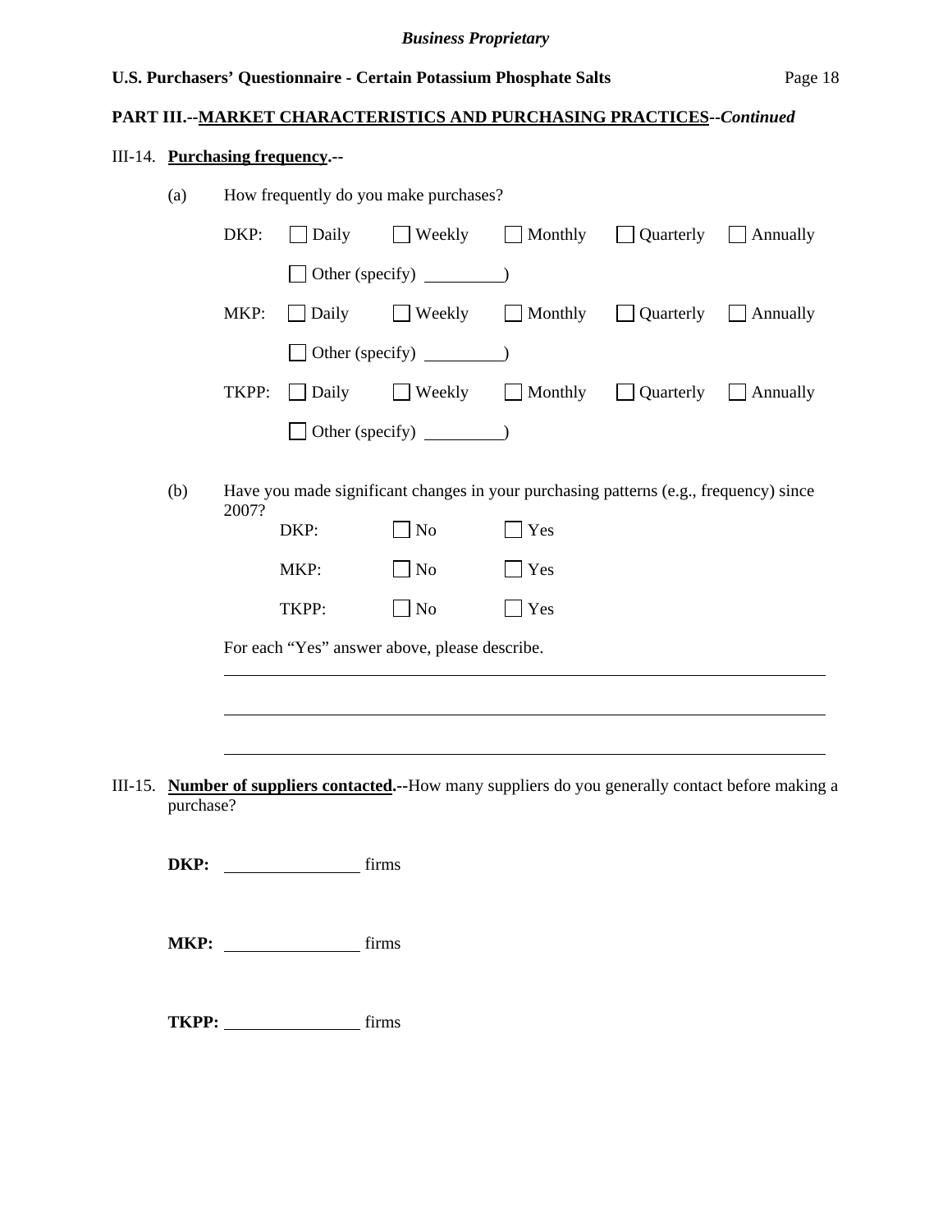**PART III.--MARKET CHARACTERISTICS AND PURCHASING PRACTICES--*Continued***

III-14. **Purchasing frequency.--**

(a) How frequently do you make purchases?

DKP: ☐ Daily ☐ Weekly ☐ Monthly ☐ Quarterly ☐ Annually

☐ Other (specify) _________)

MKP: ☐ Daily ☐ Weekly ☐ Monthly ☐ Quarterly ☐ Annually

☐ Other (specify) _________)

TKPP: ☐ Daily ☐ Weekly ☐ Monthly ☐ Quarterly ☐ Annually

☐ Other (specify) _________)

(b) Have you made significant changes in your purchasing patterns (e.g., frequency) since 2007?

DKP: ☐ No ☐ Yes

MKP: ☐ No ☐ Yes

TKPP: ☐ No ☐ Yes

For each "Yes" answer above, please describe.

_______________________________________________________________

_______________________________________________________________

_______________________________________________________________

III-15. **Number of suppliers contacted.--**How many suppliers do you generally contact before making a purchase?

**DKP:** ______________ firms

**MKP:** ______________ firms

**TKPP:** ______________ firms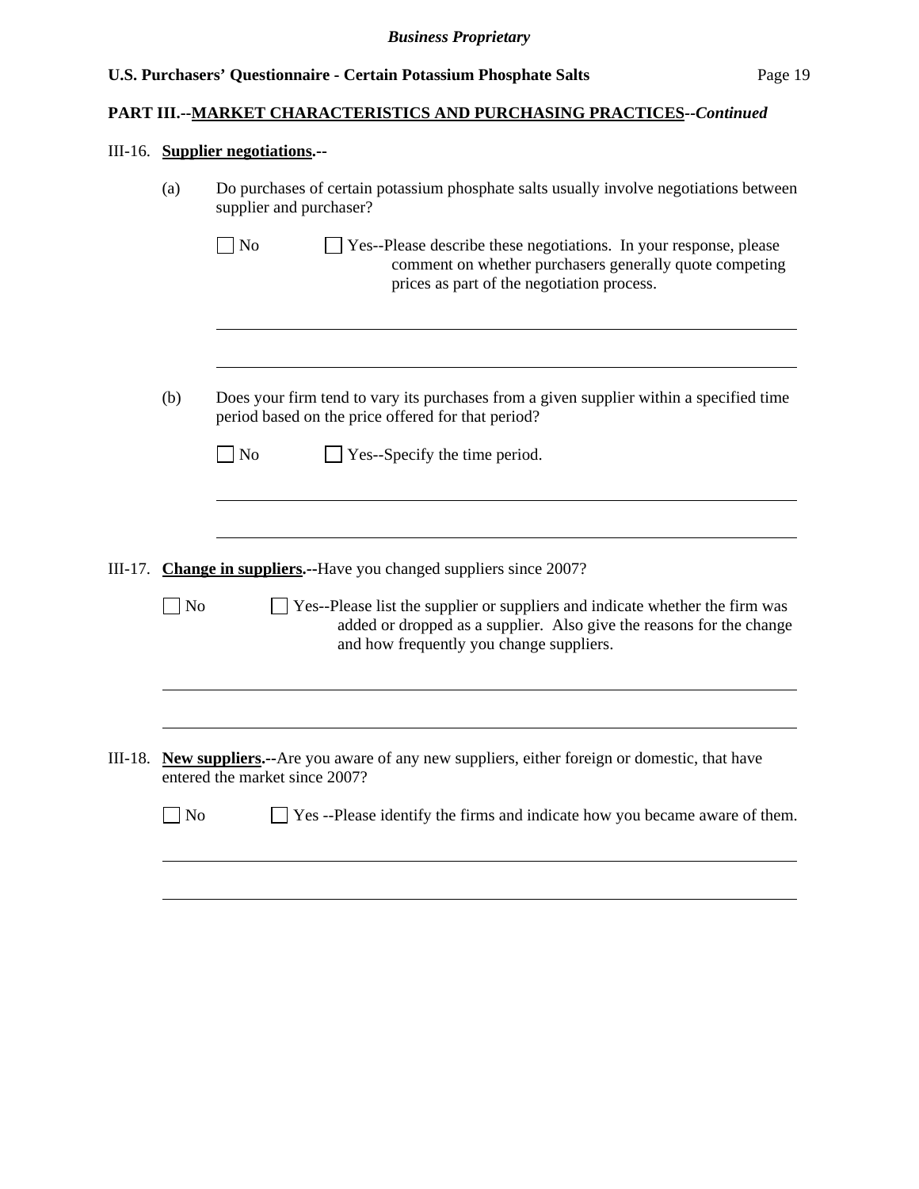**PART III.--MARKET CHARACTERISTICS AND PURCHASING PRACTICES--*Continued***

III-16. **Supplier negotiations.--**

(a) Do purchases of certain potassium phosphate salts usually involve negotiations between supplier and purchaser?

☐ No ☐ Yes--Please describe these negotiations. In your response, please comment on whether purchasers generally quote competing prices as part of the negotiation process.

\_\_\_\_\_\_\_\_\_\_\_\_\_\_\_\_\_\_\_\_\_\_\_\_\_\_\_\_\_\_\_\_\_\_\_\_\_\_\_\_\_\_\_\_\_\_\_\_\_\_\_\_\_\_\_\_\_\_\_\_\_\_\_\_\_\_\_\_\_\_

\_\_\_\_\_\_\_\_\_\_\_\_\_\_\_\_\_\_\_\_\_\_\_\_\_\_\_\_\_\_\_\_\_\_\_\_\_\_\_\_\_\_\_\_\_\_\_\_\_\_\_\_\_\_\_\_\_\_\_\_\_\_\_\_\_\_\_\_\_\_

(b) Does your firm tend to vary its purchases from a given supplier within a specified time period based on the price offered for that period?

☐ No ☐ Yes--Specify the time period.

\_\_\_\_\_\_\_\_\_\_\_\_\_\_\_\_\_\_\_\_\_\_\_\_\_\_\_\_\_\_\_\_\_\_\_\_\_\_\_\_\_\_\_\_\_\_\_\_\_\_\_\_\_\_\_\_\_\_\_\_\_\_\_\_\_\_\_\_\_\_

\_\_\_\_\_\_\_\_\_\_\_\_\_\_\_\_\_\_\_\_\_\_\_\_\_\_\_\_\_\_\_\_\_\_\_\_\_\_\_\_\_\_\_\_\_\_\_\_\_\_\_\_\_\_\_\_\_\_\_\_\_\_\_\_\_\_\_\_\_\_

III-17. **Change in suppliers.--**Have you changed suppliers since 2007?

☐ No ☐ Yes--Please list the supplier or suppliers and indicate whether the firm was added or dropped as a supplier. Also give the reasons for the change and how frequently you change suppliers.

\_\_\_\_\_\_\_\_\_\_\_\_\_\_\_\_\_\_\_\_\_\_\_\_\_\_\_\_\_\_\_\_\_\_\_\_\_\_\_\_\_\_\_\_\_\_\_\_\_\_\_\_\_\_\_\_\_\_\_\_\_\_\_\_\_\_\_\_\_\_

\_\_\_\_\_\_\_\_\_\_\_\_\_\_\_\_\_\_\_\_\_\_\_\_\_\_\_\_\_\_\_\_\_\_\_\_\_\_\_\_\_\_\_\_\_\_\_\_\_\_\_\_\_\_\_\_\_\_\_\_\_\_\_\_\_\_\_\_\_\_

III-18. **New suppliers.--**Are you aware of any new suppliers, either foreign or domestic, that have entered the market since 2007?

☐ No ☐ Yes --Please identify the firms and indicate how you became aware of them.

\_\_\_\_\_\_\_\_\_\_\_\_\_\_\_\_\_\_\_\_\_\_\_\_\_\_\_\_\_\_\_\_\_\_\_\_\_\_\_\_\_\_\_\_\_\_\_\_\_\_\_\_\_\_\_\_\_\_\_\_\_\_\_\_\_\_\_\_\_\_

\_\_\_\_\_\_\_\_\_\_\_\_\_\_\_\_\_\_\_\_\_\_\_\_\_\_\_\_\_\_\_\_\_\_\_\_\_\_\_\_\_\_\_\_\_\_\_\_\_\_\_\_\_\_\_\_\_\_\_\_\_\_\_\_\_\_\_\_\_\_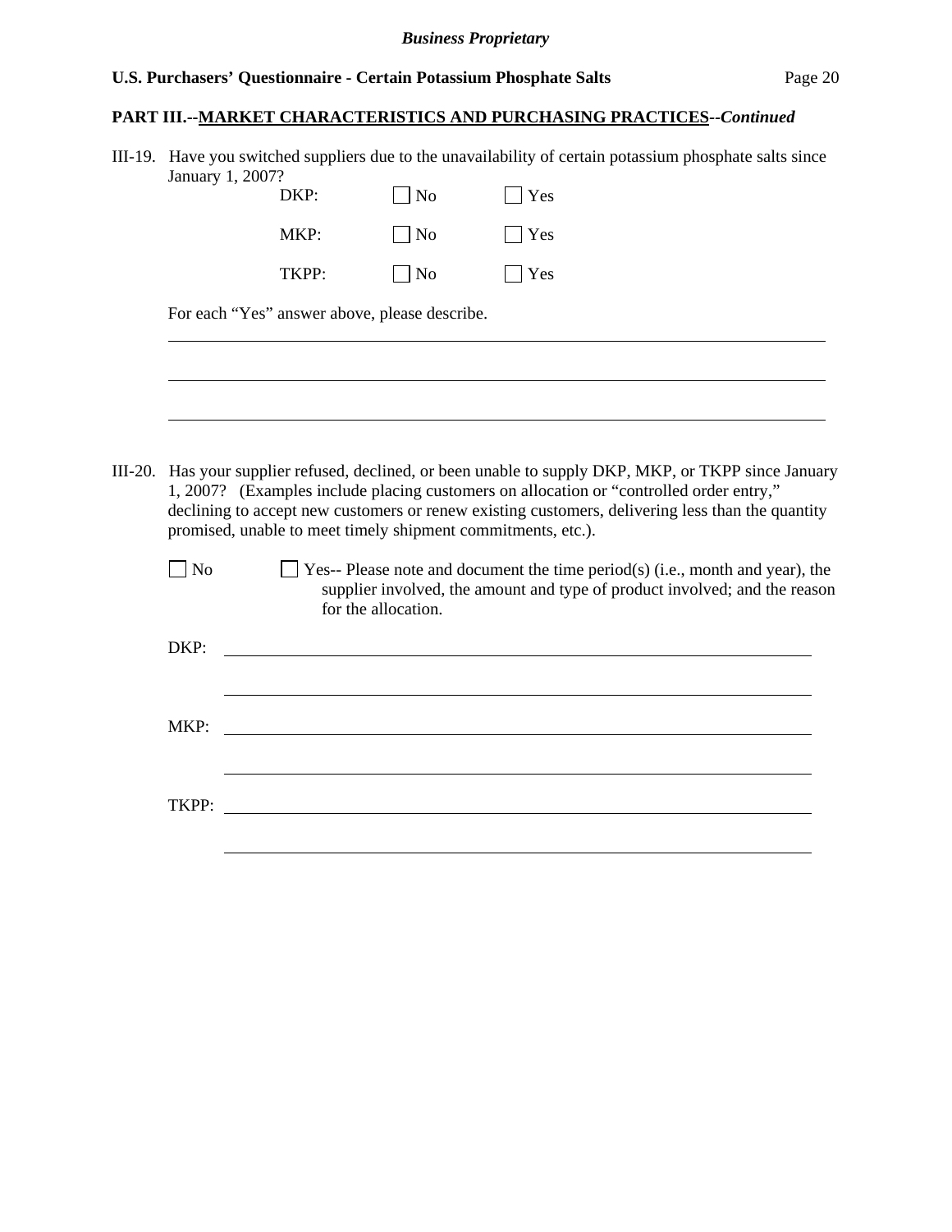**PART III.--MARKET CHARACTERISTICS AND PURCHASING PRACTICES--*Continued***

III-19. Have you switched suppliers due to the unavailability of certain potassium phosphate salts since January 1, 2007?

DKP: ☐ No ☐ Yes

MKP: ☐ No ☐ Yes

TKPP: ☐ No ☐ Yes

For each “Yes” answer above, please describe.

\_\_\_\_\_\_\_\_\_\_\_\_\_\_\_\_\_\_\_\_\_\_\_\_\_\_\_\_\_\_\_\_\_\_\_\_\_\_\_\_\_\_\_\_\_\_\_\_\_\_\_\_\_\_\_\_\_\_\_\_

\_\_\_\_\_\_\_\_\_\_\_\_\_\_\_\_\_\_\_\_\_\_\_\_\_\_\_\_\_\_\_\_\_\_\_\_\_\_\_\_\_\_\_\_\_\_\_\_\_\_\_\_\_\_\_\_\_\_\_\_

\_\_\_\_\_\_\_\_\_\_\_\_\_\_\_\_\_\_\_\_\_\_\_\_\_\_\_\_\_\_\_\_\_\_\_\_\_\_\_\_\_\_\_\_\_\_\_\_\_\_\_\_\_\_\_\_\_\_\_\_

III-20. Has your supplier refused, declined, or been unable to supply DKP, MKP, or TKPP since January 1, 2007? (Examples include placing customers on allocation or “controlled order entry,” declining to accept new customers or renew existing customers, delivering less than the quantity promised, unable to meet timely shipment commitments, etc.).

☐ No ☐ Yes-- Please note and document the time period(s) (i.e., month and year), the supplier involved, the amount and type of product involved; and the reason for the allocation.

DKP: \_\_\_\_\_\_\_\_\_\_\_\_\_\_\_\_\_\_\_\_\_\_\_\_\_\_\_\_\_\_\_\_\_\_\_\_\_\_\_\_\_\_\_\_\_\_\_\_\_\_\_\_\_\_\_\_

\_\_\_\_\_\_\_\_\_\_\_\_\_\_\_\_\_\_\_\_\_\_\_\_\_\_\_\_\_\_\_\_\_\_\_\_\_\_\_\_\_\_\_\_\_\_\_\_\_\_\_\_\_\_\_\_

MKP: \_\_\_\_\_\_\_\_\_\_\_\_\_\_\_\_\_\_\_\_\_\_\_\_\_\_\_\_\_\_\_\_\_\_\_\_\_\_\_\_\_\_\_\_\_\_\_\_\_\_\_\_\_\_\_\_

\_\_\_\_\_\_\_\_\_\_\_\_\_\_\_\_\_\_\_\_\_\_\_\_\_\_\_\_\_\_\_\_\_\_\_\_\_\_\_\_\_\_\_\_\_\_\_\_\_\_\_\_\_\_\_\_

TKPP: \_\_\_\_\_\_\_\_\_\_\_\_\_\_\_\_\_\_\_\_\_\_\_\_\_\_\_\_\_\_\_\_\_\_\_\_\_\_\_\_\_\_\_\_\_\_\_\_\_\_\_\_\_\_\_\_

\_\_\_\_\_\_\_\_\_\_\_\_\_\_\_\_\_\_\_\_\_\_\_\_\_\_\_\_\_\_\_\_\_\_\_\_\_\_\_\_\_\_\_\_\_\_\_\_\_\_\_\_\_\_\_\_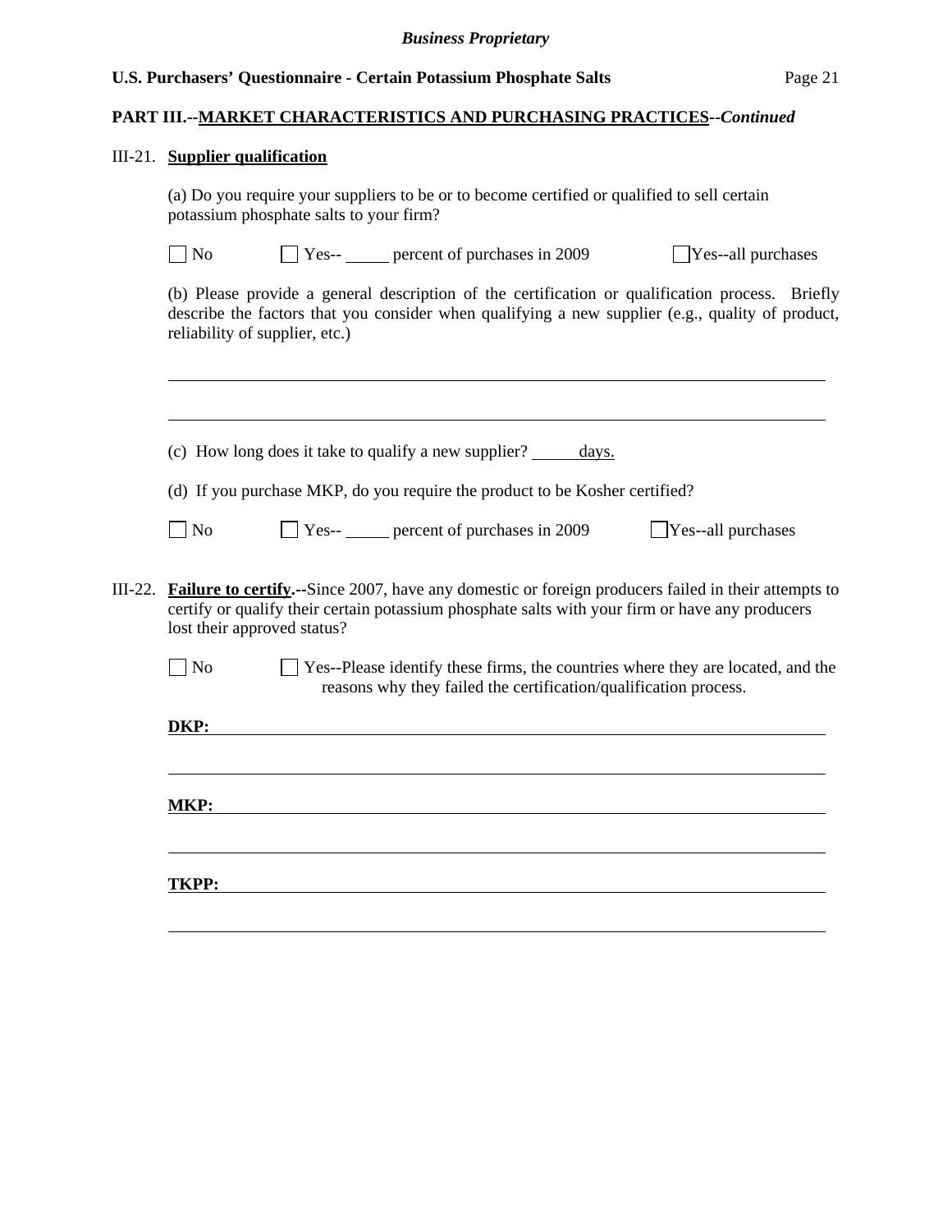**PART III.--MARKET CHARACTERISTICS AND PURCHASING PRACTICES--*Continued***

III-21. **Supplier qualification**

(a) Do you require your suppliers to be or to become certified or qualified to sell certain potassium phosphate salts to your firm?

☐ No ☐ Yes-- _____ percent of purchases in 2009 ☐ Yes--all purchases

(b) Please provide a general description of the certification or qualification process. Briefly describe the factors that you consider when qualifying a new supplier (e.g., quality of product, reliability of supplier, etc.)

_______________________________________________________________________________

_______________________________________________________________________________

(c) How long does it take to qualify a new supplier? _____ days.

(d) If you purchase MKP, do you require the product to be Kosher certified?

☐ No ☐ Yes-- _____ percent of purchases in 2009 ☐ Yes--all purchases

III-22. **Failure to certify.--**Since 2007, have any domestic or foreign producers failed in their attempts to certify or qualify their certain potassium phosphate salts with your firm or have any producers lost their approved status?

☐ No ☐ Yes--Please identify these firms, the countries where they are located, and the reasons why they failed the certification/qualification process.

**DKP:** _______________________________________________________________________

_______________________________________________________________________________

**MKP:** _______________________________________________________________________

_______________________________________________________________________________

**TKPP:** ______________________________________________________________________

_______________________________________________________________________________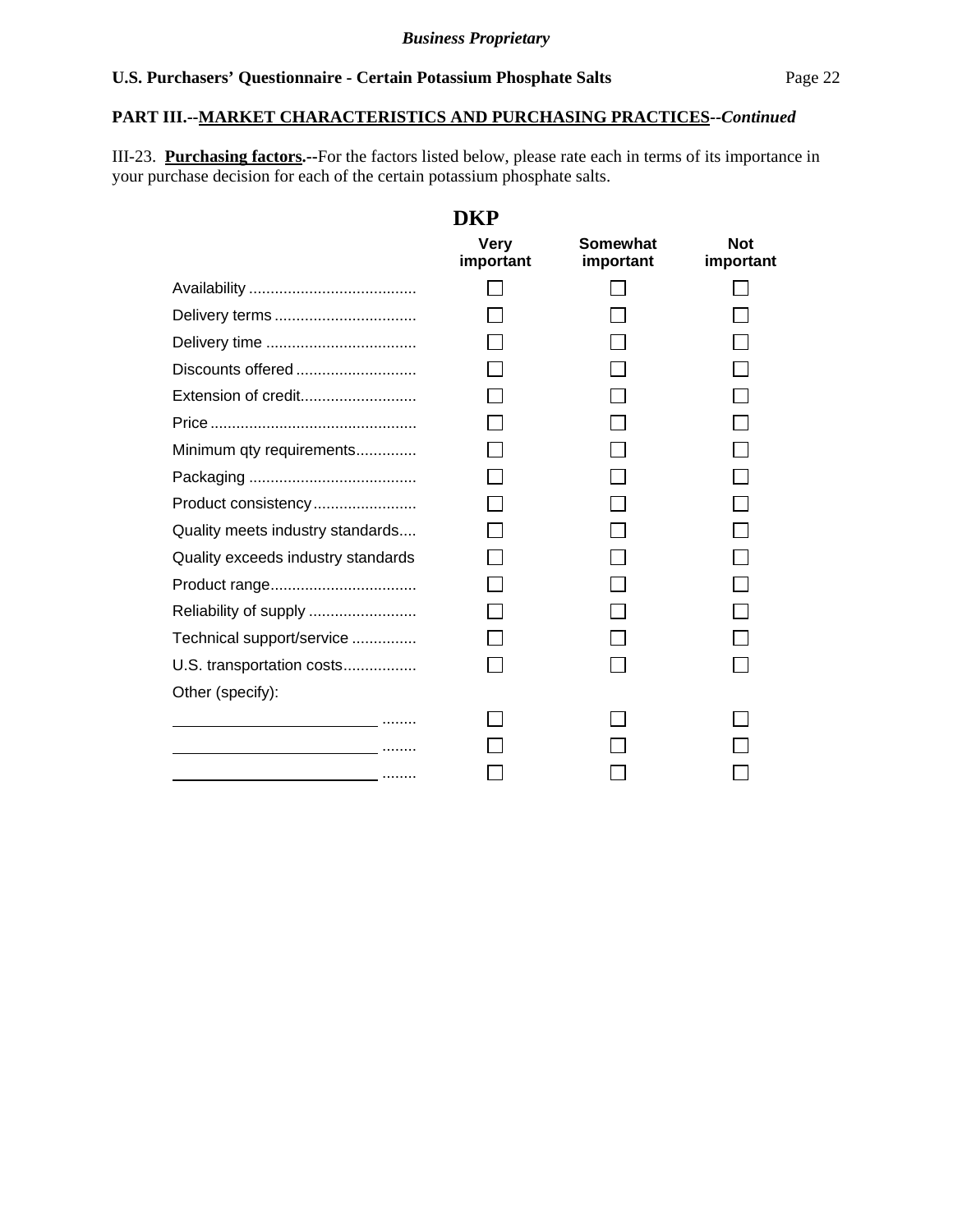**PART III.--MARKET CHARACTERISTICS AND PURCHASING PRACTICES--*Continued***

III-23. **Purchasing factors.--**For the factors listed below, please rate each in terms of its importance in your purchase decision for each of the certain potassium phosphate salts.

**DKP**

| | Very important | Somewhat important | Not important |
|---|---|---|---|
| Availability | ☐ | ☐ | ☐ |
| Delivery terms | ☐ | ☐ | ☐ |
| Delivery time | ☐ | ☐ | ☐ |
| Discounts offered | ☐ | ☐ | ☐ |
| Extension of credit | ☐ | ☐ | ☐ |
| Price | ☐ | ☐ | ☐ |
| Minimum qty requirements | ☐ | ☐ | ☐ |
| Packaging | ☐ | ☐ | ☐ |
| Product consistency | ☐ | ☐ | ☐ |
| Quality meets industry standards | ☐ | ☐ | ☐ |
| Quality exceeds industry standards | ☐ | ☐ | ☐ |
| Product range | ☐ | ☐ | ☐ |
| Reliability of supply | ☐ | ☐ | ☐ |
| Technical support/service | ☐ | ☐ | ☐ |
| U.S. transportation costs | ☐ | ☐ | ☐ |
| Other (specify): | | | |
| ________________ | ☐ | ☐ | ☐ |
| ________________ | ☐ | ☐ | ☐ |
| ________________ | ☐ | ☐ | ☐ |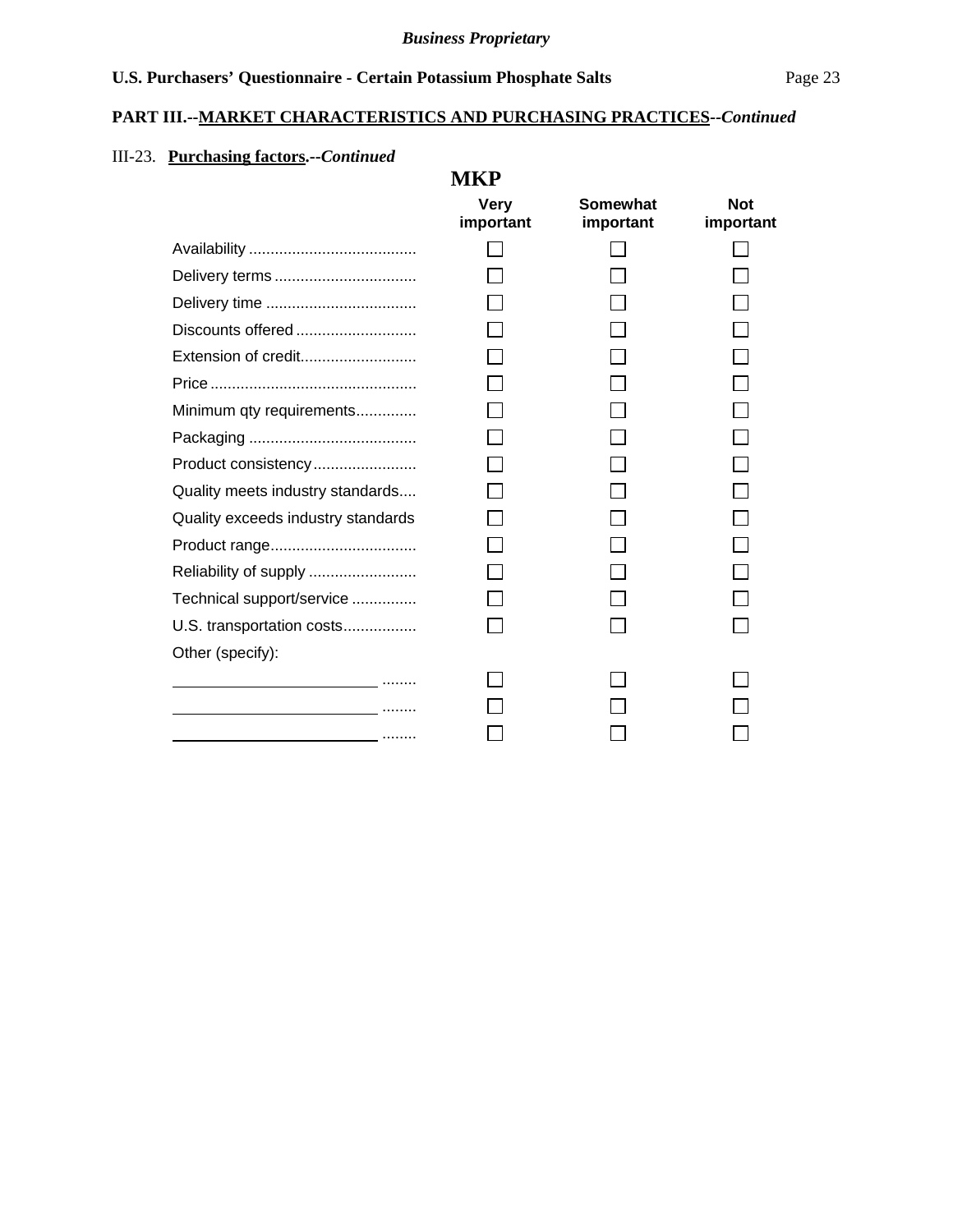**PART III.--MARKET CHARACTERISTICS AND PURCHASING PRACTICES--*Continued***

III-23. **Purchasing factors.--*Continued***

**MKP**

| | Very important | Somewhat important | Not important |
|---|---|---|---|
| Availability | ☐ | ☐ | ☐ |
| Delivery terms | ☐ | ☐ | ☐ |
| Delivery time | ☐ | ☐ | ☐ |
| Discounts offered | ☐ | ☐ | ☐ |
| Extension of credit | ☐ | ☐ | ☐ |
| Price | ☐ | ☐ | ☐ |
| Minimum qty requirements | ☐ | ☐ | ☐ |
| Packaging | ☐ | ☐ | ☐ |
| Product consistency | ☐ | ☐ | ☐ |
| Quality meets industry standards | ☐ | ☐ | ☐ |
| Quality exceeds industry standards | ☐ | ☐ | ☐ |
| Product range | ☐ | ☐ | ☐ |
| Reliability of supply | ☐ | ☐ | ☐ |
| Technical support/service | ☐ | ☐ | ☐ |
| U.S. transportation costs | ☐ | ☐ | ☐ |
| Other (specify): | | | |
| ______________________ | ☐ | ☐ | ☐ |
| ______________________ | ☐ | ☐ | ☐ |
| ______________________ | ☐ | ☐ | ☐ |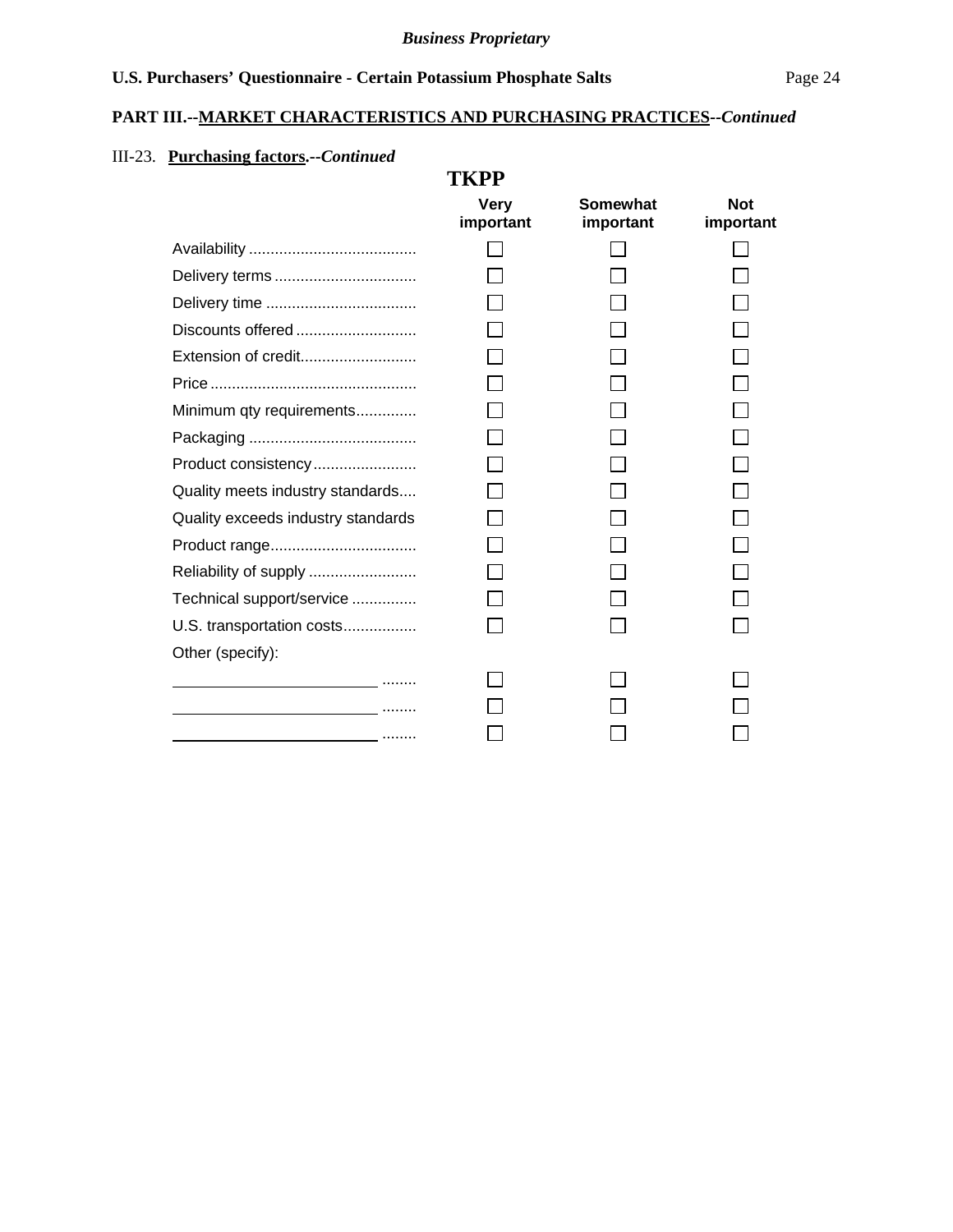*Business Proprietary*

**U.S. Purchasers' Questionnaire - Certain Potassium Phosphate Salts**

**PART III.--MARKET CHARACTERISTICS AND PURCHASING PRACTICES--*Continued***

III-23. **Purchasing factors.--*Continued***

**TKPP**

| | Very important | Somewhat important | Not important |
|---|---|---|---|
| Availability | ☐ | ☐ | ☐ |
| Delivery terms | ☐ | ☐ | ☐ |
| Delivery time | ☐ | ☐ | ☐ |
| Discounts offered | ☐ | ☐ | ☐ |
| Extension of credit | ☐ | ☐ | ☐ |
| Price | ☐ | ☐ | ☐ |
| Minimum qty requirements | ☐ | ☐ | ☐ |
| Packaging | ☐ | ☐ | ☐ |
| Product consistency | ☐ | ☐ | ☐ |
| Quality meets industry standards | ☐ | ☐ | ☐ |
| Quality exceeds industry standards | ☐ | ☐ | ☐ |
| Product range | ☐ | ☐ | ☐ |
| Reliability of supply | ☐ | ☐ | ☐ |
| Technical support/service | ☐ | ☐ | ☐ |
| U.S. transportation costs | ☐ | ☐ | ☐ |
| Other (specify): | | | |
| ________________ | ☐ | ☐ | ☐ |
| ________________ | ☐ | ☐ | ☐ |
| ________________ | ☐ | ☐ | ☐ |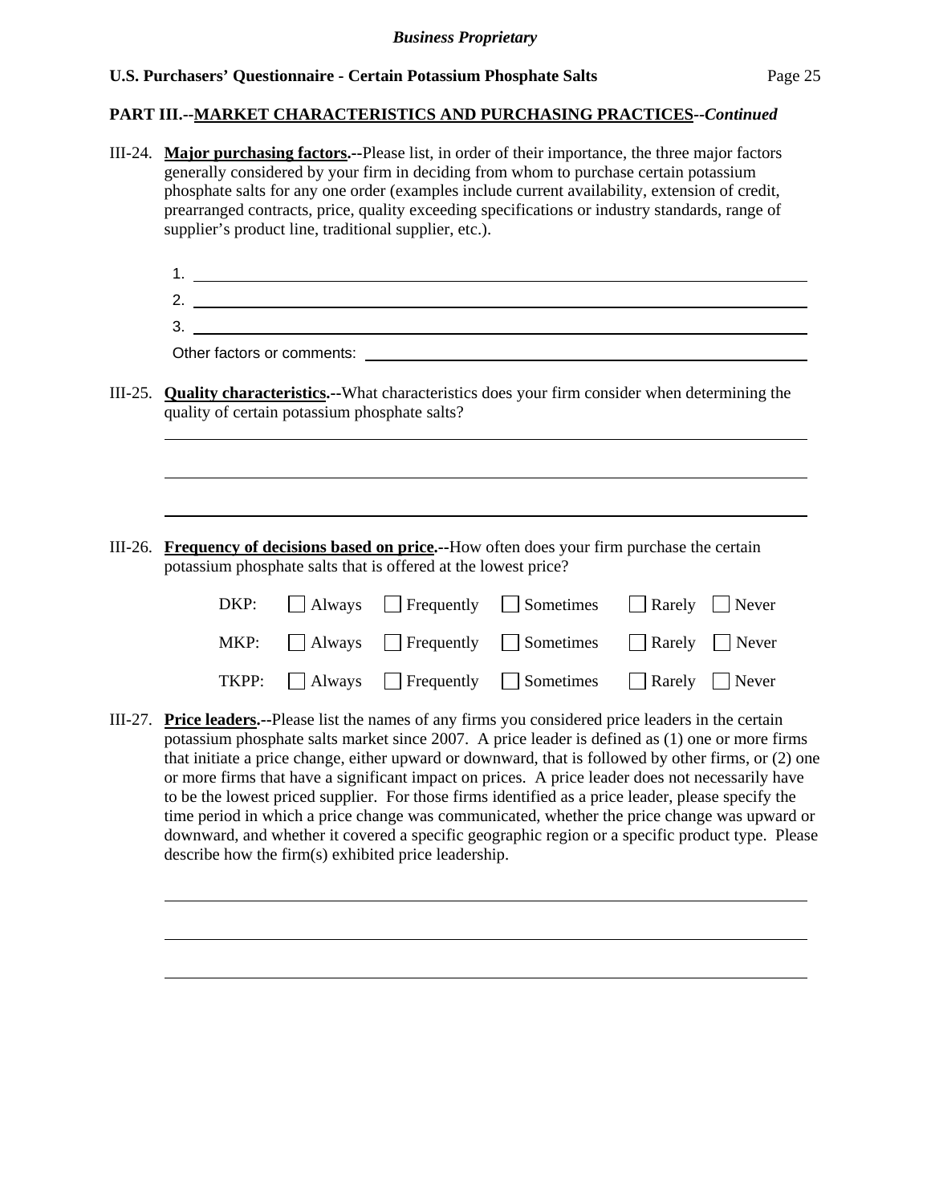**PART III.--MARKET CHARACTERISTICS AND PURCHASING PRACTICES--*Continued***

III-24. **Major purchasing factors.--**Please list, in order of their importance, the three major factors generally considered by your firm in deciding from whom to purchase certain potassium phosphate salts for any one order (examples include current availability, extension of credit, prearranged contracts, price, quality exceeding specifications or industry standards, range of supplier's product line, traditional supplier, etc.).

1. ______________________________
2. ______________________________
3. ______________________________

Other factors or comments: ______________________________

III-25. **Quality characteristics.--**What characteristics does your firm consider when determining the quality of certain potassium phosphate salts?

______________________________

______________________________

______________________________

III-26. **Frequency of decisions based on price.--**How often does your firm purchase the certain potassium phosphate salts that is offered at the lowest price?

| | | | | | |
|---|---|---|---|---|---|
| DKP: | ☐ Always | ☐ Frequently | ☐ Sometimes | ☐ Rarely | ☐ Never |
| MKP: | ☐ Always | ☐ Frequently | ☐ Sometimes | ☐ Rarely | ☐ Never |
| TKPP: | ☐ Always | ☐ Frequently | ☐ Sometimes | ☐ Rarely | ☐ Never |

III-27. **Price leaders.--**Please list the names of any firms you considered price leaders in the certain potassium phosphate salts market since 2007. A price leader is defined as (1) one or more firms that initiate a price change, either upward or downward, that is followed by other firms, or (2) one or more firms that have a significant impact on prices. A price leader does not necessarily have to be the lowest priced supplier. For those firms identified as a price leader, please specify the time period in which a price change was communicated, whether the price change was upward or downward, and whether it covered a specific geographic region or a specific product type. Please describe how the firm(s) exhibited price leadership.

______________________________

______________________________

______________________________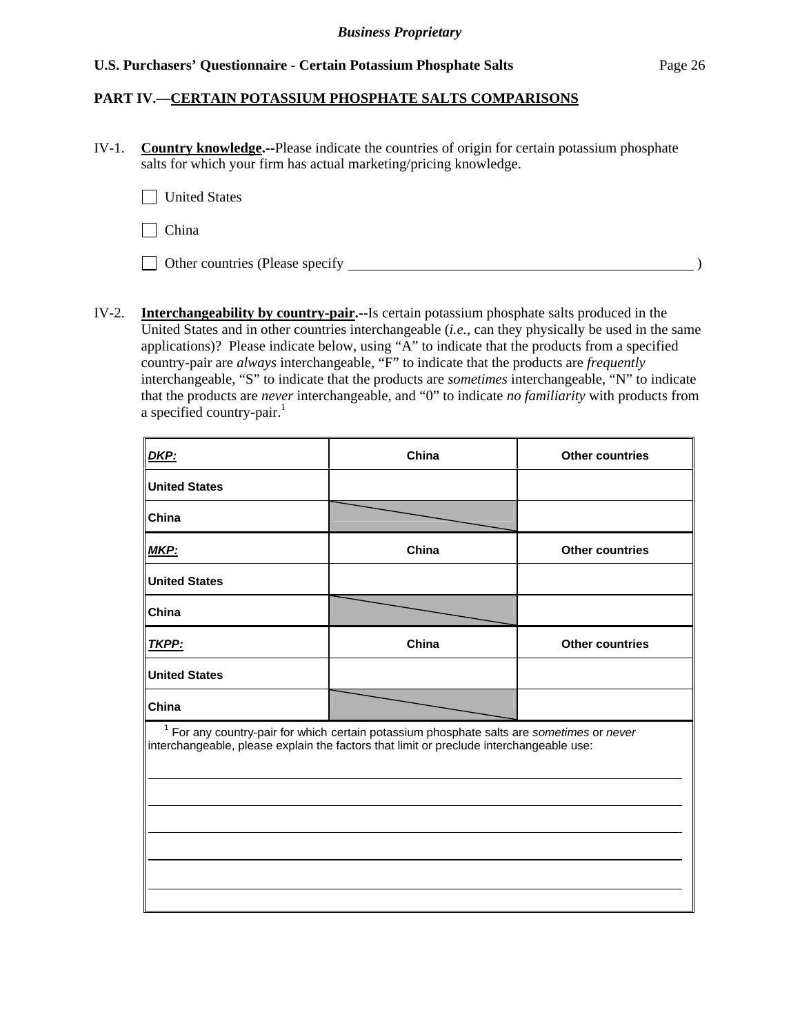*Business Proprietary*

**PART IV.—CERTAIN POTASSIUM PHOSPHATE SALTS COMPARISONS**

IV-1. **Country knowledge.--**Please indicate the countries of origin for certain potassium phosphate salts for which your firm has actual marketing/pricing knowledge.

☐ United States

☐ China

☐ Other countries (Please specify ______________________________________________ )

IV-2. **Interchangeability by country-pair.--**Is certain potassium phosphate salts produced in the United States and in other countries interchangeable (*i.e.*, can they physically be used in the same applications)? Please indicate below, using "A" to indicate that the products from a specified country-pair are *always* interchangeable, "F" to indicate that the products are *frequently* interchangeable, "S" to indicate that the products are *sometimes* interchangeable, "N" to indicate that the products are *never* interchangeable, and "0" to indicate *no familiarity* with products from a specified country-pair.[1]

| ***DKP:*** | **China** | **Other countries** |
|---|---|---|
| **United States** | | |
| **China** | | |
| ***MKP:*** | **China** | **Other countries** |
| **United States** | | |
| **China** | | |
| ***TKPP:*** | **China** | **Other countries** |
| **United States** | | |
| **China** | | |

[1] For any country-pair for which certain potassium phosphate salts are *sometimes* or *never* interchangeable, please explain the factors that limit or preclude interchangeable use:

______________________________________________________________________________

______________________________________________________________________________

______________________________________________________________________________

______________________________________________________________________________

______________________________________________________________________________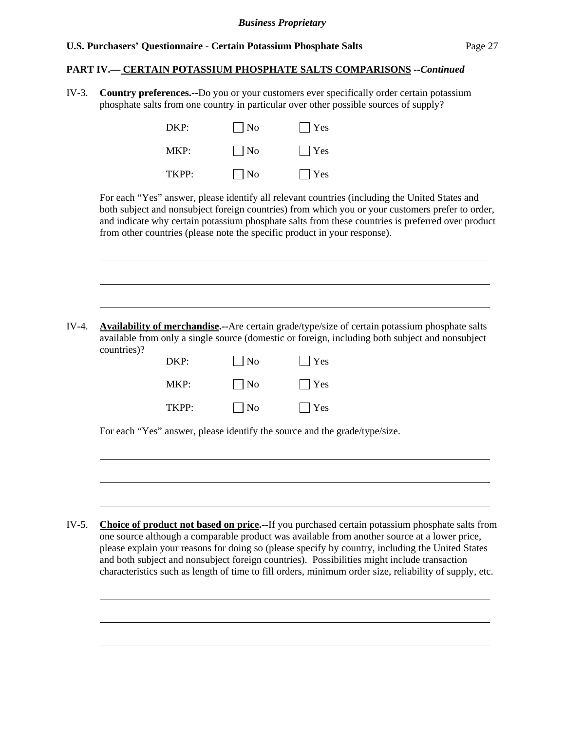**PART IV.— CERTAIN POTASSIUM PHOSPHATE SALTS COMPARISONS** ***--Continued***

IV-3. **Country preferences.--**Do you or your customers ever specifically order certain potassium phosphate salts from one country in particular over other possible sources of supply?

| | | |
|---|---|---|
| DKP: | ☐ No | ☐ Yes |
| MKP: | ☐ No | ☐ Yes |
| TKPP: | ☐ No | ☐ Yes |

For each "Yes" answer, please identify all relevant countries (including the United States and both subject and nonsubject foreign countries) from which you or your customers prefer to order, and indicate why certain potassium phosphate salts from these countries is preferred over product from other countries (please note the specific product in your response).

\_\_\_\_\_\_\_\_\_\_\_\_\_\_\_\_\_\_\_\_\_\_\_\_\_\_\_\_\_\_\_\_\_\_\_\_\_\_\_\_\_\_\_\_\_\_\_\_\_\_\_\_\_\_\_\_\_\_\_\_\_\_\_\_\_\_\_\_\_\_\_\_\_\_\_\_

\_\_\_\_\_\_\_\_\_\_\_\_\_\_\_\_\_\_\_\_\_\_\_\_\_\_\_\_\_\_\_\_\_\_\_\_\_\_\_\_\_\_\_\_\_\_\_\_\_\_\_\_\_\_\_\_\_\_\_\_\_\_\_\_\_\_\_\_\_\_\_\_\_\_\_\_

\_\_\_\_\_\_\_\_\_\_\_\_\_\_\_\_\_\_\_\_\_\_\_\_\_\_\_\_\_\_\_\_\_\_\_\_\_\_\_\_\_\_\_\_\_\_\_\_\_\_\_\_\_\_\_\_\_\_\_\_\_\_\_\_\_\_\_\_\_\_\_\_\_\_\_\_

IV-4. **Availability of merchandise.--**Are certain grade/type/size of certain potassium phosphate salts available from only a single source (domestic or foreign, including both subject and nonsubject countries)?

| | | |
|---|---|---|
| DKP: | ☐ No | ☐ Yes |
| MKP: | ☐ No | ☐ Yes |
| TKPP: | ☐ No | ☐ Yes |

For each "Yes" answer, please identify the source and the grade/type/size.

\_\_\_\_\_\_\_\_\_\_\_\_\_\_\_\_\_\_\_\_\_\_\_\_\_\_\_\_\_\_\_\_\_\_\_\_\_\_\_\_\_\_\_\_\_\_\_\_\_\_\_\_\_\_\_\_\_\_\_\_\_\_\_\_\_\_\_\_\_\_\_\_\_\_\_\_

\_\_\_\_\_\_\_\_\_\_\_\_\_\_\_\_\_\_\_\_\_\_\_\_\_\_\_\_\_\_\_\_\_\_\_\_\_\_\_\_\_\_\_\_\_\_\_\_\_\_\_\_\_\_\_\_\_\_\_\_\_\_\_\_\_\_\_\_\_\_\_\_\_\_\_\_

\_\_\_\_\_\_\_\_\_\_\_\_\_\_\_\_\_\_\_\_\_\_\_\_\_\_\_\_\_\_\_\_\_\_\_\_\_\_\_\_\_\_\_\_\_\_\_\_\_\_\_\_\_\_\_\_\_\_\_\_\_\_\_\_\_\_\_\_\_\_\_\_\_\_\_\_

IV-5. **Choice of product not based on price.--**If you purchased certain potassium phosphate salts from one source although a comparable product was available from another source at a lower price, please explain your reasons for doing so (please specify by country, including the United States and both subject and nonsubject foreign countries). Possibilities might include transaction characteristics such as length of time to fill orders, minimum order size, reliability of supply, etc.

\_\_\_\_\_\_\_\_\_\_\_\_\_\_\_\_\_\_\_\_\_\_\_\_\_\_\_\_\_\_\_\_\_\_\_\_\_\_\_\_\_\_\_\_\_\_\_\_\_\_\_\_\_\_\_\_\_\_\_\_\_\_\_\_\_\_\_\_\_\_\_\_\_\_\_\_

\_\_\_\_\_\_\_\_\_\_\_\_\_\_\_\_\_\_\_\_\_\_\_\_\_\_\_\_\_\_\_\_\_\_\_\_\_\_\_\_\_\_\_\_\_\_\_\_\_\_\_\_\_\_\_\_\_\_\_\_\_\_\_\_\_\_\_\_\_\_\_\_\_\_\_\_

\_\_\_\_\_\_\_\_\_\_\_\_\_\_\_\_\_\_\_\_\_\_\_\_\_\_\_\_\_\_\_\_\_\_\_\_\_\_\_\_\_\_\_\_\_\_\_\_\_\_\_\_\_\_\_\_\_\_\_\_\_\_\_\_\_\_\_\_\_\_\_\_\_\_\_\_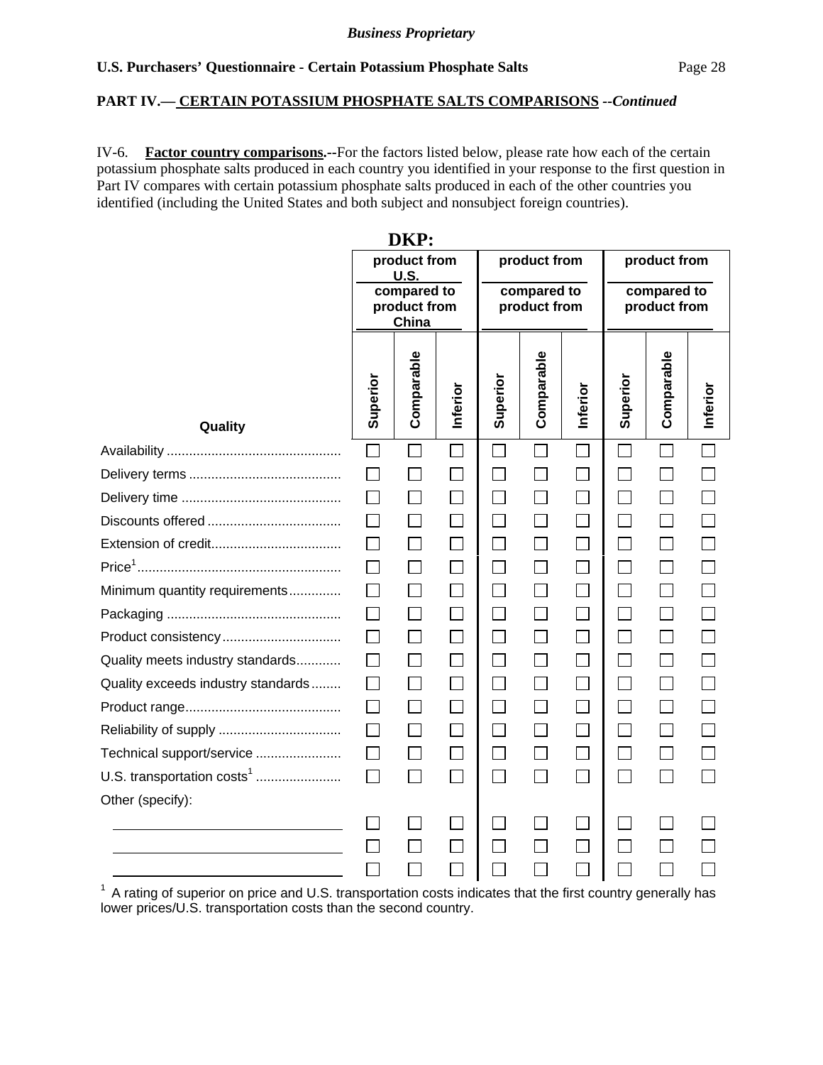*Business Proprietary*

**U.S. Purchasers' Questionnaire - Certain Potassium Phosphate Salts**

**PART IV.— CERTAIN POTASSIUM PHOSPHATE SALTS COMPARISONS** ***--Continued***

IV-6. **Factor country comparisons.--**For the factors listed below, please rate how each of the certain potassium phosphate salts produced in each country you identified in your response to the first question in Part IV compares with certain potassium phosphate salts produced in each of the other countries you identified (including the United States and both subject and nonsubject foreign countries).

**DKP:**

| | product from U.S. compared to product from China | | | product from ____ compared to product from ____ | | | product from ____ compared to product from ____ | | |
|---|---|---|---|---|---|---|---|---|---|
| **Quality** | **Superior** | **Comparable** | **Inferior** | **Superior** | **Comparable** | **Inferior** | **Superior** | **Comparable** | **Inferior** |
| Availability | ☐ | ☐ | ☐ | ☐ | ☐ | ☐ | ☐ | ☐ | ☐ |
| Delivery terms | ☐ | ☐ | ☐ | ☐ | ☐ | ☐ | ☐ | ☐ | ☐ |
| Delivery time | ☐ | ☐ | ☐ | ☐ | ☐ | ☐ | ☐ | ☐ | ☐ |
| Discounts offered | ☐ | ☐ | ☐ | ☐ | ☐ | ☐ | ☐ | ☐ | ☐ |
| Extension of credit | ☐ | ☐ | ☐ | ☐ | ☐ | ☐ | ☐ | ☐ | ☐ |
| Price[1] | ☐ | ☐ | ☐ | ☐ | ☐ | ☐ | ☐ | ☐ | ☐ |
| Minimum quantity requirements | ☐ | ☐ | ☐ | ☐ | ☐ | ☐ | ☐ | ☐ | ☐ |
| Packaging | ☐ | ☐ | ☐ | ☐ | ☐ | ☐ | ☐ | ☐ | ☐ |
| Product consistency | ☐ | ☐ | ☐ | ☐ | ☐ | ☐ | ☐ | ☐ | ☐ |
| Quality meets industry standards | ☐ | ☐ | ☐ | ☐ | ☐ | ☐ | ☐ | ☐ | ☐ |
| Quality exceeds industry standards | ☐ | ☐ | ☐ | ☐ | ☐ | ☐ | ☐ | ☐ | ☐ |
| Product range | ☐ | ☐ | ☐ | ☐ | ☐ | ☐ | ☐ | ☐ | ☐ |
| Reliability of supply | ☐ | ☐ | ☐ | ☐ | ☐ | ☐ | ☐ | ☐ | ☐ |
| Technical support/service | ☐ | ☐ | ☐ | ☐ | ☐ | ☐ | ☐ | ☐ | ☐ |
| U.S. transportation costs[1] | ☐ | ☐ | ☐ | ☐ | ☐ | ☐ | ☐ | ☐ | ☐ |
| Other (specify): | | | | | | | | | |
| ____________ | ☐ | ☐ | ☐ | ☐ | ☐ | ☐ | ☐ | ☐ | ☐ |
| ____________ | ☐ | ☐ | ☐ | ☐ | ☐ | ☐ | ☐ | ☐ | ☐ |
| ____________ | ☐ | ☐ | ☐ | ☐ | ☐ | ☐ | ☐ | ☐ | ☐ |

[1] A rating of superior on price and U.S. transportation costs indicates that the first country generally has lower prices/U.S. transportation costs than the second country.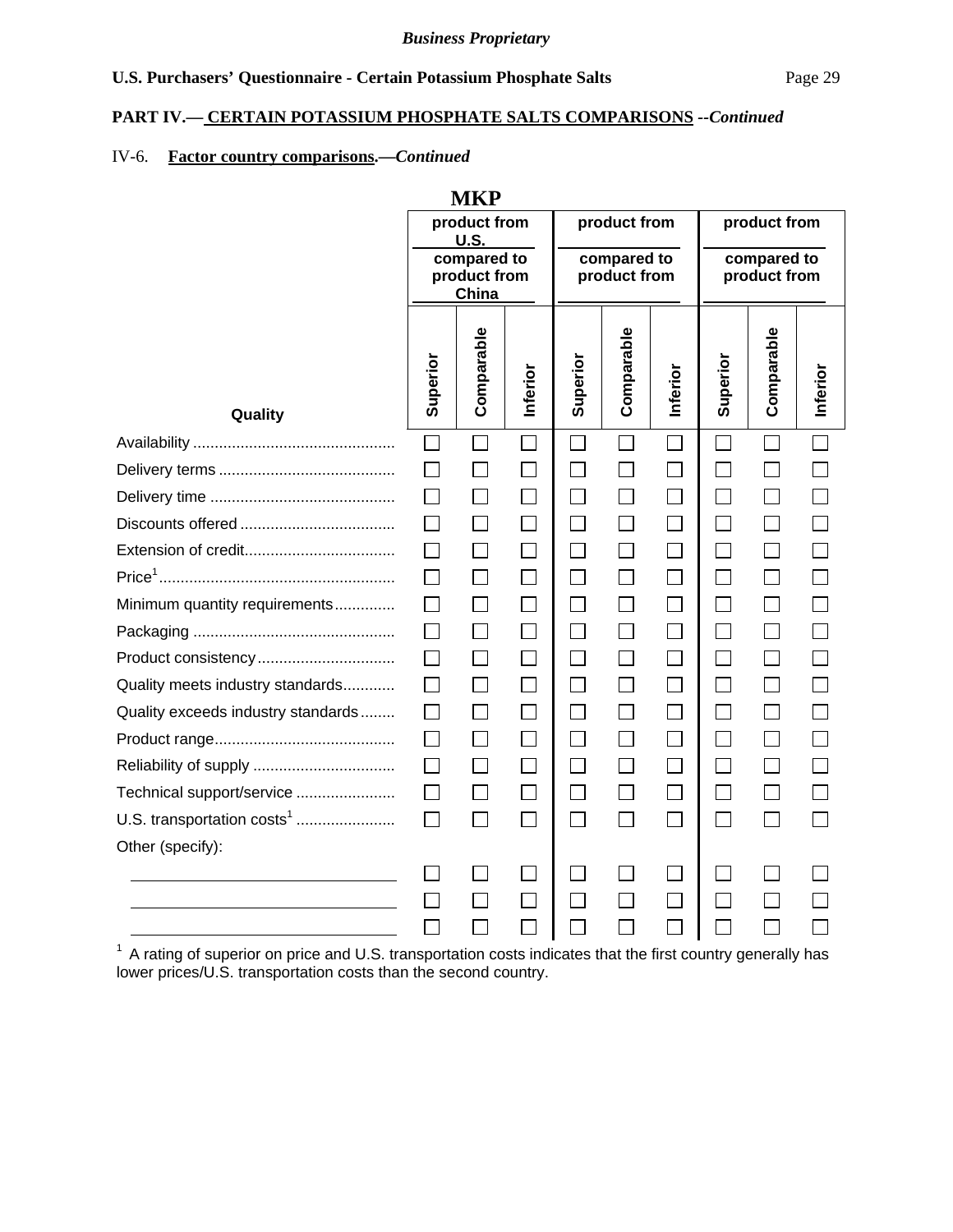*Business Proprietary*

**U.S. Purchasers' Questionnaire - Certain Potassium Phosphate Salts**

**PART IV.— CERTAIN POTASSIUM PHOSPHATE SALTS COMPARISONS --*Continued***

IV-6. **Factor country comparisons.—*Continued***

**MKP**

| Quality | product from U.S. compared to product from China | | | product from ______ compared to product from ______ | | | product from ______ compared to product from ______ | | |
|---|---|---|---|---|---|---|---|---|---|
| | Superior | Comparable | Inferior | Superior | Comparable | Inferior | Superior | Comparable | Inferior |
| Availability | ☐ | ☐ | ☐ | ☐ | ☐ | ☐ | ☐ | ☐ | ☐ |
| Delivery terms | ☐ | ☐ | ☐ | ☐ | ☐ | ☐ | ☐ | ☐ | ☐ |
| Delivery time | ☐ | ☐ | ☐ | ☐ | ☐ | ☐ | ☐ | ☐ | ☐ |
| Discounts offered | ☐ | ☐ | ☐ | ☐ | ☐ | ☐ | ☐ | ☐ | ☐ |
| Extension of credit | ☐ | ☐ | ☐ | ☐ | ☐ | ☐ | ☐ | ☐ | ☐ |
| Price[1] | ☐ | ☐ | ☐ | ☐ | ☐ | ☐ | ☐ | ☐ | ☐ |
| Minimum quantity requirements | ☐ | ☐ | ☐ | ☐ | ☐ | ☐ | ☐ | ☐ | ☐ |
| Packaging | ☐ | ☐ | ☐ | ☐ | ☐ | ☐ | ☐ | ☐ | ☐ |
| Product consistency | ☐ | ☐ | ☐ | ☐ | ☐ | ☐ | ☐ | ☐ | ☐ |
| Quality meets industry standards | ☐ | ☐ | ☐ | ☐ | ☐ | ☐ | ☐ | ☐ | ☐ |
| Quality exceeds industry standards | ☐ | ☐ | ☐ | ☐ | ☐ | ☐ | ☐ | ☐ | ☐ |
| Product range | ☐ | ☐ | ☐ | ☐ | ☐ | ☐ | ☐ | ☐ | ☐ |
| Reliability of supply | ☐ | ☐ | ☐ | ☐ | ☐ | ☐ | ☐ | ☐ | ☐ |
| Technical support/service | ☐ | ☐ | ☐ | ☐ | ☐ | ☐ | ☐ | ☐ | ☐ |
| U.S. transportation costs[1] | ☐ | ☐ | ☐ | ☐ | ☐ | ☐ | ☐ | ☐ | ☐ |
| Other (specify): | | | | | | | | | |
| ______ | ☐ | ☐ | ☐ | ☐ | ☐ | ☐ | ☐ | ☐ | ☐ |
| ______ | ☐ | ☐ | ☐ | ☐ | ☐ | ☐ | ☐ | ☐ | ☐ |
| ______ | ☐ | ☐ | ☐ | ☐ | ☐ | ☐ | ☐ | ☐ | ☐ |

[1] A rating of superior on price and U.S. transportation costs indicates that the first country generally has lower prices/U.S. transportation costs than the second country.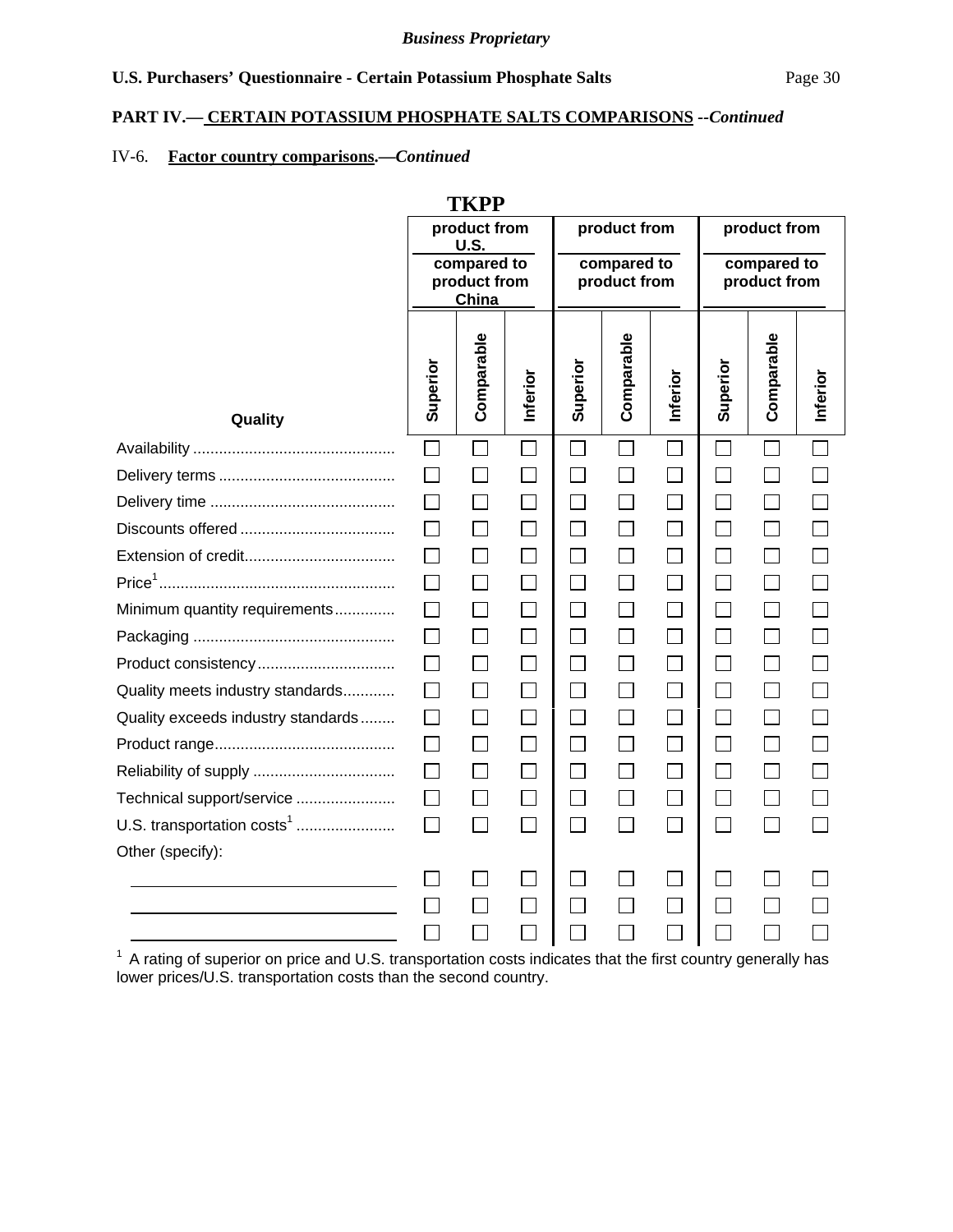*Business Proprietary*

**U.S. Purchasers' Questionnaire - Certain Potassium Phosphate Salts**

**PART IV.— CERTAIN POTASSIUM PHOSPHATE SALTS COMPARISONS --*Continued***

IV-6. **Factor country comparisons.—*Continued***

**TKPP**

| Quality | product from U.S. compared to product from China | | | product from ____ compared to product from ____ | | | product from ____ compared to product from ____ | | |
|---|---|---|---|---|---|---|---|---|---|
| | Superior | Comparable | Inferior | Superior | Comparable | Inferior | Superior | Comparable | Inferior |
| Availability | ☐ | ☐ | ☐ | ☐ | ☐ | ☐ | ☐ | ☐ | ☐ |
| Delivery terms | ☐ | ☐ | ☐ | ☐ | ☐ | ☐ | ☐ | ☐ | ☐ |
| Delivery time | ☐ | ☐ | ☐ | ☐ | ☐ | ☐ | ☐ | ☐ | ☐ |
| Discounts offered | ☐ | ☐ | ☐ | ☐ | ☐ | ☐ | ☐ | ☐ | ☐ |
| Extension of credit | ☐ | ☐ | ☐ | ☐ | ☐ | ☐ | ☐ | ☐ | ☐ |
| Price[1] | ☐ | ☐ | ☐ | ☐ | ☐ | ☐ | ☐ | ☐ | ☐ |
| Minimum quantity requirements | ☐ | ☐ | ☐ | ☐ | ☐ | ☐ | ☐ | ☐ | ☐ |
| Packaging | ☐ | ☐ | ☐ | ☐ | ☐ | ☐ | ☐ | ☐ | ☐ |
| Product consistency | ☐ | ☐ | ☐ | ☐ | ☐ | ☐ | ☐ | ☐ | ☐ |
| Quality meets industry standards | ☐ | ☐ | ☐ | ☐ | ☐ | ☐ | ☐ | ☐ | ☐ |
| Quality exceeds industry standards | ☐ | ☐ | ☐ | ☐ | ☐ | ☐ | ☐ | ☐ | ☐ |
| Product range | ☐ | ☐ | ☐ | ☐ | ☐ | ☐ | ☐ | ☐ | ☐ |
| Reliability of supply | ☐ | ☐ | ☐ | ☐ | ☐ | ☐ | ☐ | ☐ | ☐ |
| Technical support/service | ☐ | ☐ | ☐ | ☐ | ☐ | ☐ | ☐ | ☐ | ☐ |
| U.S. transportation costs[1] | ☐ | ☐ | ☐ | ☐ | ☐ | ☐ | ☐ | ☐ | ☐ |
| Other (specify): | | | | | | | | | |
| ____________ | ☐ | ☐ | ☐ | ☐ | ☐ | ☐ | ☐ | ☐ | ☐ |
| ____________ | ☐ | ☐ | ☐ | ☐ | ☐ | ☐ | ☐ | ☐ | ☐ |
| ____________ | ☐ | ☐ | ☐ | ☐ | ☐ | ☐ | ☐ | ☐ | ☐ |

[1] A rating of superior on price and U.S. transportation costs indicates that the first country generally has lower prices/U.S. transportation costs than the second country.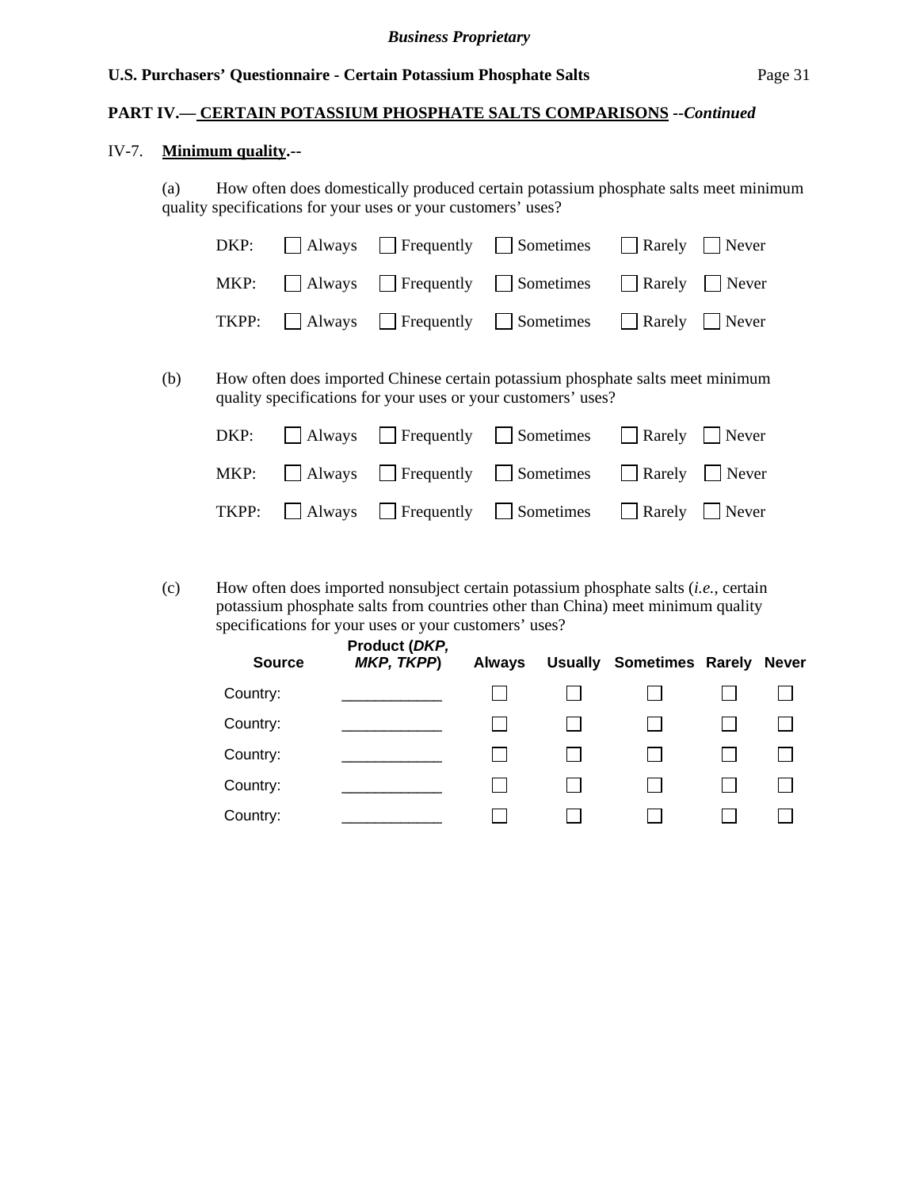**PART IV.— CERTAIN POTASSIUM PHOSPHATE SALTS COMPARISONS** *--Continued*

IV-7. **Minimum quality.--**

(a) How often does domestically produced certain potassium phosphate salts meet minimum quality specifications for your uses or your customers' uses?

| | | | | | |
|---|---|---|---|---|---|
| DKP: | ☐ Always | ☐ Frequently | ☐ Sometimes | ☐ Rarely | ☐ Never |
| MKP: | ☐ Always | ☐ Frequently | ☐ Sometimes | ☐ Rarely | ☐ Never |
| TKPP: | ☐ Always | ☐ Frequently | ☐ Sometimes | ☐ Rarely | ☐ Never |

(b) How often does imported Chinese certain potassium phosphate salts meet minimum quality specifications for your uses or your customers' uses?

| | | | | | |
|---|---|---|---|---|---|
| DKP: | ☐ Always | ☐ Frequently | ☐ Sometimes | ☐ Rarely | ☐ Never |
| MKP: | ☐ Always | ☐ Frequently | ☐ Sometimes | ☐ Rarely | ☐ Never |
| TKPP: | ☐ Always | ☐ Frequently | ☐ Sometimes | ☐ Rarely | ☐ Never |

(c) How often does imported nonsubject certain potassium phosphate salts (*i.e.*, certain potassium phosphate salts from countries other than China) meet minimum quality specifications for your uses or your customers' uses?

| Source | Product (*DKP, MKP, TKPP*) | Always | Usually | Sometimes | Rarely | Never |
|---|---|---|---|---|---|---|
| Country: | ____________ | ☐ | ☐ | ☐ | ☐ | ☐ |
| Country: | ____________ | ☐ | ☐ | ☐ | ☐ | ☐ |
| Country: | ____________ | ☐ | ☐ | ☐ | ☐ | ☐ |
| Country: | ____________ | ☐ | ☐ | ☐ | ☐ | ☐ |
| Country: | ____________ | ☐ | ☐ | ☐ | ☐ | ☐ |